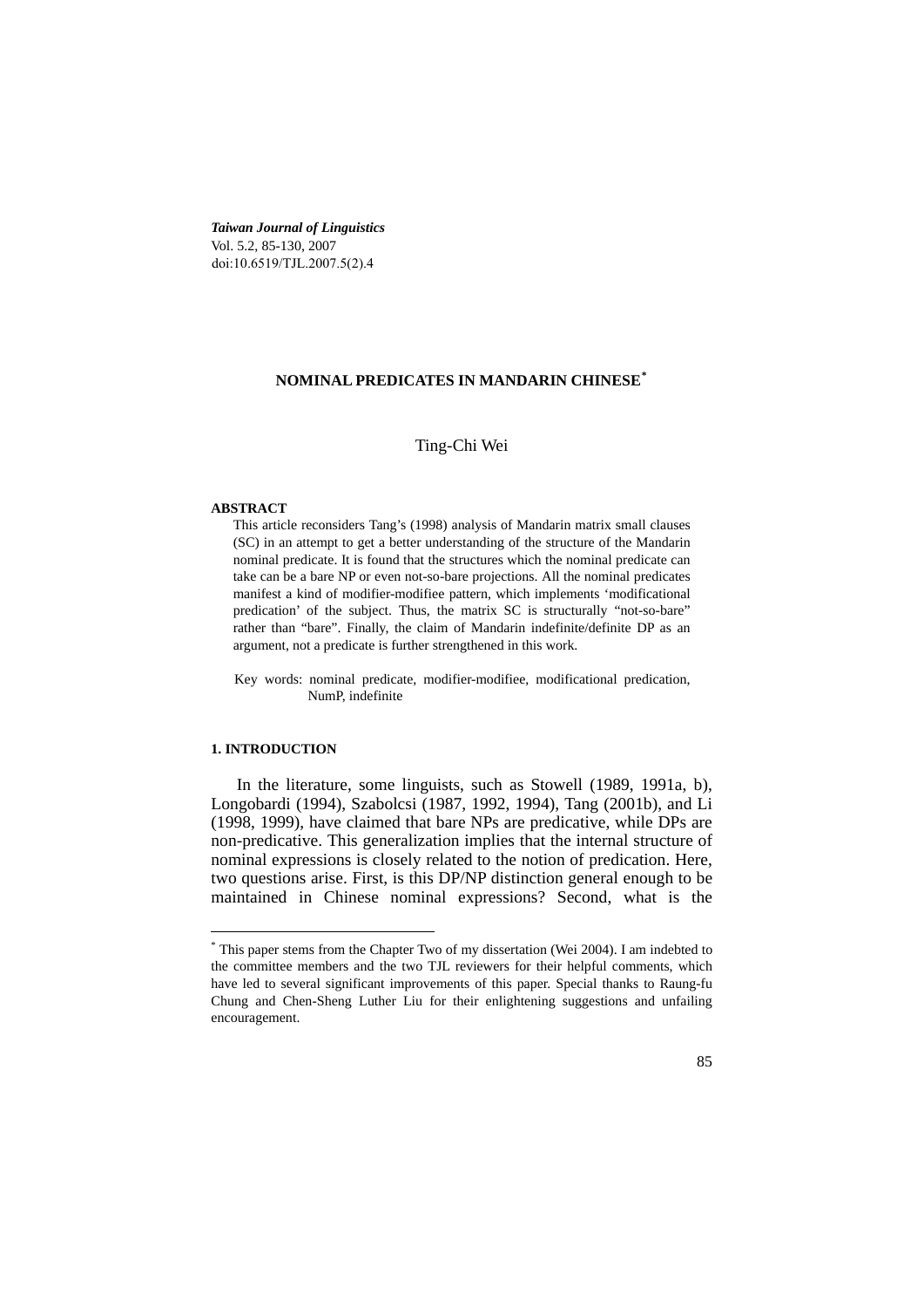*Taiwan Journal of Linguistics*
Vol. 5.2, 85-130, 2007
doi:10.6519/TJL.2007.5(2).4

# NOMINAL PREDICATES IN MANDARIN CHINESE[*]

Ting-Chi Wei

**ABSTRACT**

This article reconsiders Tang's (1998) analysis of Mandarin matrix small clauses (SC) in an attempt to get a better understanding of the structure of the Mandarin nominal predicate. It is found that the structures which the nominal predicate can take can be a bare NP or even not-so-bare projections. All the nominal predicates manifest a kind of modifier-modifiee pattern, which implements 'modificational predication' of the subject. Thus, the matrix SC is structurally "not-so-bare" rather than "bare". Finally, the claim of Mandarin indefinite/definite DP as an argument, not a predicate is further strengthened in this work.

Key words: nominal predicate, modifier-modifiee, modificational predication, NumP, indefinite

## 1. INTRODUCTION

In the literature, some linguists, such as Stowell (1989, 1991a, b), Longobardi (1994), Szabolcsi (1987, 1992, 1994), Tang (2001b), and Li (1998, 1999), have claimed that bare NPs are predicative, while DPs are non-predicative. This generalization implies that the internal structure of nominal expressions is closely related to the notion of predication. Here, two questions arise. First, is this DP/NP distinction general enough to be maintained in Chinese nominal expressions? Second, what is the

---

[*] This paper stems from the Chapter Two of my dissertation (Wei 2004). I am indebted to the committee members and the two TJL reviewers for their helpful comments, which have led to several significant improvements of this paper. Special thanks to Raung-fu Chung and Chen-Sheng Luther Liu for their enlightening suggestions and unfailing encouragement.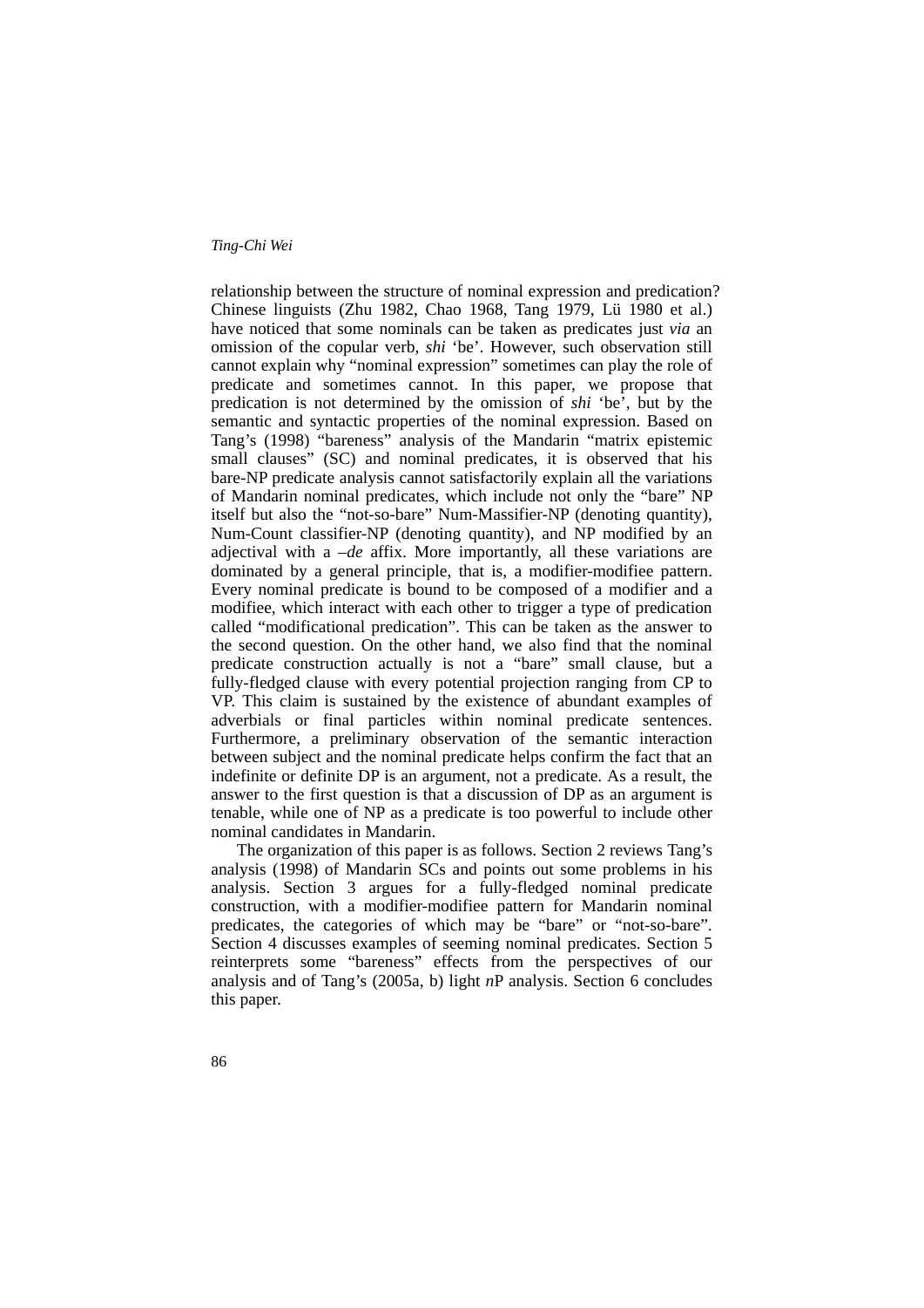relationship between the structure of nominal expression and predication? Chinese linguists (Zhu 1982, Chao 1968, Tang 1979, Lü 1980 et al.) have noticed that some nominals can be taken as predicates just *via* an omission of the copular verb, *shi* 'be'. However, such observation still cannot explain why "nominal expression" sometimes can play the role of predicate and sometimes cannot. In this paper, we propose that predication is not determined by the omission of *shi* 'be', but by the semantic and syntactic properties of the nominal expression. Based on Tang's (1998) "bareness" analysis of the Mandarin "matrix epistemic small clauses" (SC) and nominal predicates, it is observed that his bare-NP predicate analysis cannot satisfactorily explain all the variations of Mandarin nominal predicates, which include not only the "bare" NP itself but also the "not-so-bare" Num-Massifier-NP (denoting quantity), Num-Count classifier-NP (denoting quantity), and NP modified by an adjectival with a *–de* affix. More importantly, all these variations are dominated by a general principle, that is, a modifier-modifiee pattern. Every nominal predicate is bound to be composed of a modifier and a modifiee, which interact with each other to trigger a type of predication called "modificational predication". This can be taken as the answer to the second question. On the other hand, we also find that the nominal predicate construction actually is not a "bare" small clause, but a fully-fledged clause with every potential projection ranging from CP to VP. This claim is sustained by the existence of abundant examples of adverbials or final particles within nominal predicate sentences. Furthermore, a preliminary observation of the semantic interaction between subject and the nominal predicate helps confirm the fact that an indefinite or definite DP is an argument, not a predicate. As a result, the answer to the first question is that a discussion of DP as an argument is tenable, while one of NP as a predicate is too powerful to include other nominal candidates in Mandarin.

The organization of this paper is as follows. Section 2 reviews Tang's analysis (1998) of Mandarin SCs and points out some problems in his analysis. Section 3 argues for a fully-fledged nominal predicate construction, with a modifier-modifiee pattern for Mandarin nominal predicates, the categories of which may be "bare" or "not-so-bare". Section 4 discusses examples of seeming nominal predicates. Section 5 reinterprets some "bareness" effects from the perspectives of our analysis and of Tang's (2005a, b) light *n*P analysis. Section 6 concludes this paper.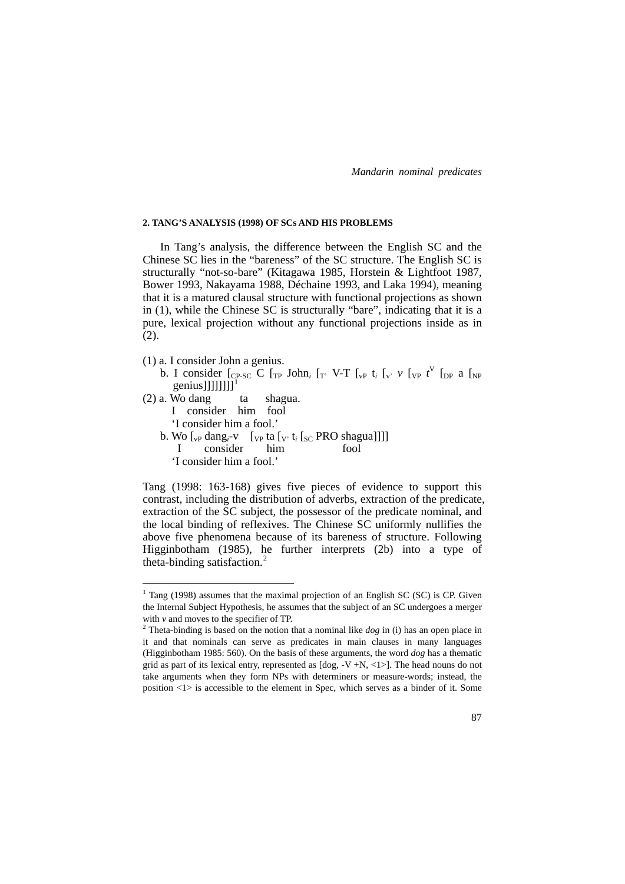#### 2. TANG'S ANALYSIS (1998) OF SCs AND HIS PROBLEMS

In Tang's analysis, the difference between the English SC and the Chinese SC lies in the "bareness" of the SC structure. The English SC is structurally "not-so-bare" (Kitagawa 1985, Horstein & Lightfoot 1987, Bower 1993, Nakayama 1988, Déchaine 1993, and Laka 1994), meaning that it is a matured clausal structure with functional projections as shown in (1), while the Chinese SC is structurally "bare", indicating that it is a pure, lexical projection without any functional projections inside as in (2).

(1) a. I consider John a genius.
 b. I consider $[_{CP\text{-}SC}$ C $[_{TP}$ John$_i$ $[_{T'}$ V-T $[_{vP}$ t$_i$ $[_{v'}$ *v* $[_{VP}$ *t*$^{V}$ $[_{DP}$ a $[_{NP}$ genius$]]]]]]]]$[1]

(2) a. Wo dang ta shagua.
  I consider him fool
  'I consider him a fool.'
 b. Wo $[_{vP}$ dang$_i$-v $[_{VP}$ ta $[_{V'}$ t$_i$ $[_{SC}$ PRO shagua$]]]]$
  I consider him fool
  'I consider him a fool.'

Tang (1998: 163-168) gives five pieces of evidence to support this contrast, including the distribution of adverbs, extraction of the predicate, extraction of the SC subject, the possessor of the predicate nominal, and the local binding of reflexives. The Chinese SC uniformly nullifies the above five phenomena because of its bareness of structure. Following Higginbotham (1985), he further interprets (2b) into a type of theta-binding satisfaction.[2]

---

[1] Tang (1998) assumes that the maximal projection of an English SC (SC) is CP. Given the Internal Subject Hypothesis, he assumes that the subject of an SC undergoes a merger with *v* and moves to the specifier of TP.

[2] Theta-binding is based on the notion that a nominal like *dog* in (i) has an open place in it and that nominals can serve as predicates in main clauses in many languages (Higginbotham 1985: 560). On the basis of these arguments, the word *dog* has a thematic grid as part of its lexical entry, represented as [dog, -V +N, <1>]. The head nouns do not take arguments when they form NPs with determiners or measure-words; instead, the position <1> is accessible to the element in Spec, which serves as a binder of it. Some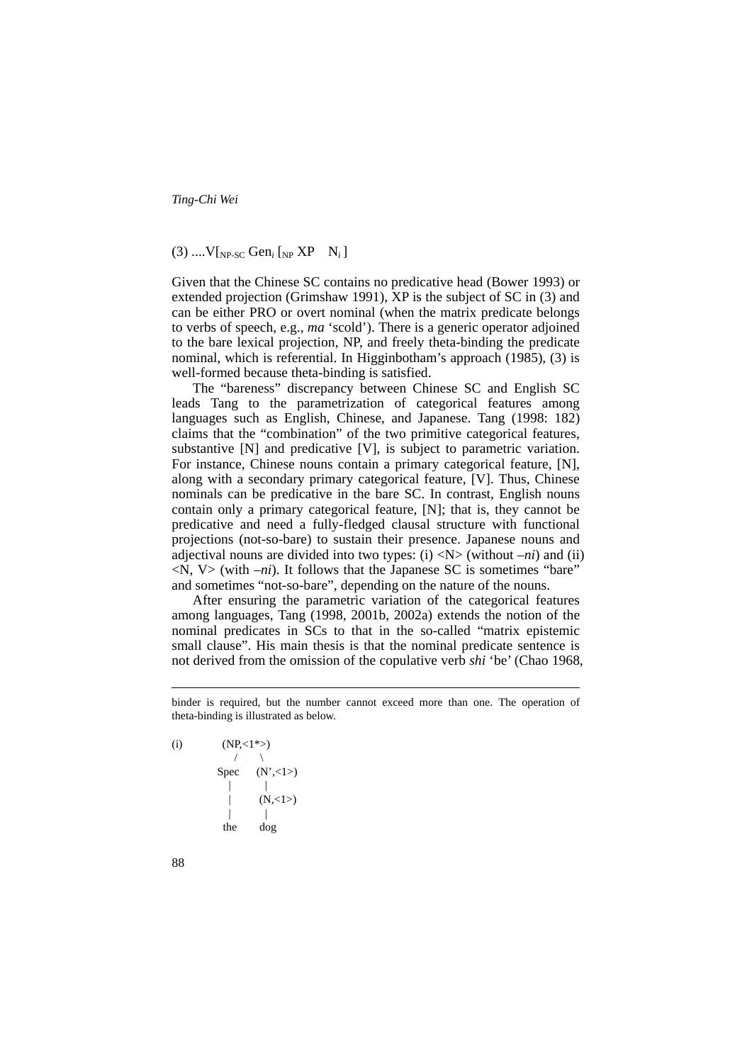(3) ....V[$_{NP\text{-}SC}$ Gen$_i$ [$_{NP}$ XP N$_i$ ]

Given that the Chinese SC contains no predicative head (Bower 1993) or extended projection (Grimshaw 1991), XP is the subject of SC in (3) and can be either PRO or overt nominal (when the matrix predicate belongs to verbs of speech, e.g., *ma* 'scold'). There is a generic operator adjoined to the bare lexical projection, NP, and freely theta-binding the predicate nominal, which is referential. In Higginbotham's approach (1985), (3) is well-formed because theta-binding is satisfied.

The "bareness" discrepancy between Chinese SC and English SC leads Tang to the parametrization of categorical features among languages such as English, Chinese, and Japanese. Tang (1998: 182) claims that the "combination" of the two primitive categorical features, substantive [N] and predicative [V], is subject to parametric variation. For instance, Chinese nouns contain a primary categorical feature, [N], along with a secondary primary categorical feature, [V]. Thus, Chinese nominals can be predicative in the bare SC. In contrast, English nouns contain only a primary categorical feature, [N]; that is, they cannot be predicative and need a fully-fledged clausal structure with functional projections (not-so-bare) to sustain their presence. Japanese nouns and adjectival nouns are divided into two types: (i) <N> (without *–ni*) and (ii) <N, V> (with *–ni*). It follows that the Japanese SC is sometimes "bare" and sometimes "not-so-bare", depending on the nature of the nouns.

After ensuring the parametric variation of the categorical features among languages, Tang (1998, 2001b, 2002a) extends the notion of the nominal predicates in SCs to that in the so-called "matrix epistemic small clause". His main thesis is that the nominal predicate sentence is not derived from the omission of the copulative verb *shi* 'be' (Chao 1968,

---

binder is required, but the number cannot exceed more than one. The operation of theta-binding is illustrated as below.

```
(i)        (NP,<1*>)
              /      \
          Spec      (N',<1>)
            |          |
            |        (N,<1>)
            |          |
           the       dog
```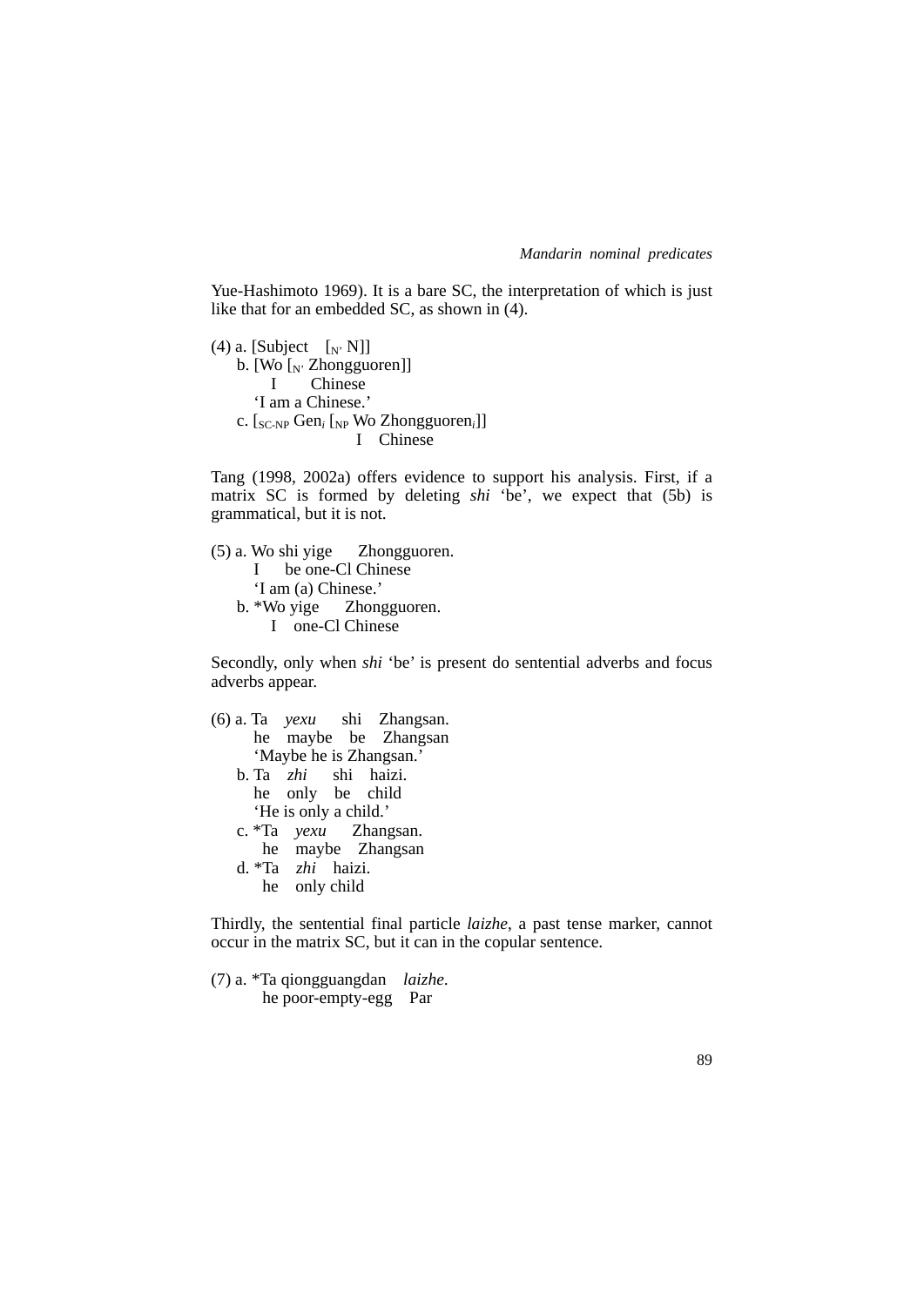Yue-Hashimoto 1969). It is a bare SC, the interpretation of which is just like that for an embedded SC, as shown in (4).

(4) a. [Subject [$_{N'}$ N]]
 b. [Wo [$_{N'}$ Zhongguoren]]
   I  Chinese
  'I am a Chinese.'
 c. [$_{SC\text{-}NP}$ Gen$_i$ [$_{NP}$ Wo Zhongguoren$_i$]]
     I Chinese

Tang (1998, 2002a) offers evidence to support his analysis. First, if a matrix SC is formed by deleting *shi* 'be', we expect that (5b) is grammatical, but it is not.

(5) a. Wo shi yige Zhongguoren.
  I be one-Cl Chinese
  'I am (a) Chinese.'
 b. *Wo yige Zhongguoren.
  I one-Cl Chinese

Secondly, only when *shi* 'be' is present do sentential adverbs and focus adverbs appear.

(6) a. Ta *yexu* shi Zhangsan.
  he maybe be Zhangsan
  'Maybe he is Zhangsan.'
 b. Ta *zhi* shi haizi.
  he only be child
  'He is only a child.'
 c. *Ta *yexu* Zhangsan.
  he maybe Zhangsan
 d. *Ta *zhi* haizi.
  he only child

Thirdly, the sentential final particle *laizhe*, a past tense marker, cannot occur in the matrix SC, but it can in the copular sentence.

(7) a. *Ta qiongguangdan *laizhe*.
  he poor-empty-egg Par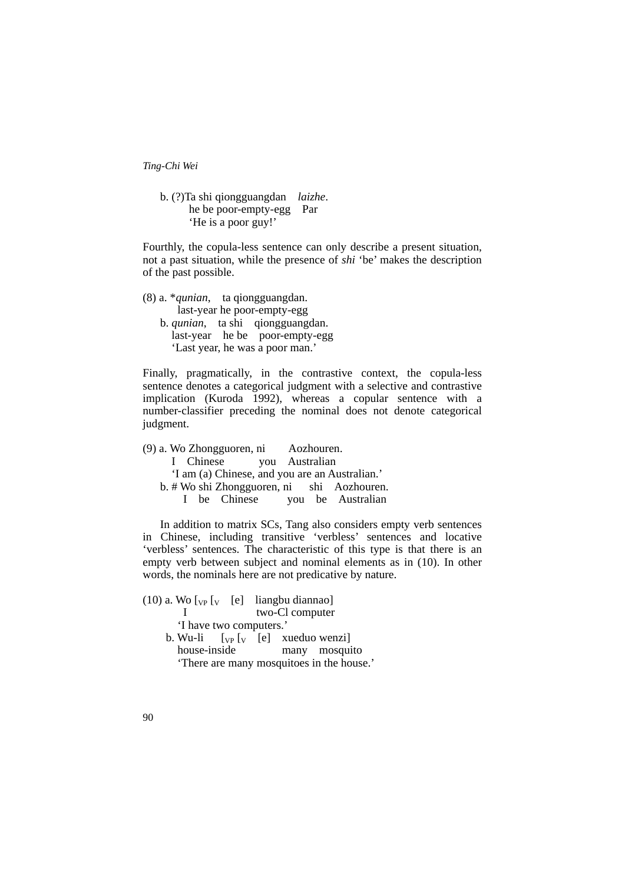b. (?)Ta shi qiongguangdan *laizhe*.
    he be poor-empty-egg Par
    'He is a poor guy!'

Fourthly, the copula-less sentence can only describe a present situation, not a past situation, while the presence of *shi* 'be' makes the description of the past possible.

(8) a. \**qunian*, ta qiongguangdan.
    last-year he poor-empty-egg
  b. *qunian*, ta shi qiongguangdan.
    last-year he be poor-empty-egg
    'Last year, he was a poor man.'

Finally, pragmatically, in the contrastive context, the copula-less sentence denotes a categorical judgment with a selective and contrastive implication (Kuroda 1992), whereas a copular sentence with a number-classifier preceding the nominal does not denote categorical judgment.

(9) a. Wo Zhongguoren, ni Aozhouren.
    I Chinese you Australian
    'I am (a) Chinese, and you are an Australian.'
  b. # Wo shi Zhongguoren, ni shi Aozhouren.
    I be Chinese you be Australian

In addition to matrix SCs, Tang also considers empty verb sentences in Chinese, including transitive 'verbless' sentences and locative 'verbless' sentences. The characteristic of this type is that there is an empty verb between subject and nominal elements as in (10). In other words, the nominals here are not predicative by nature.

(10) a. Wo [$_{VP}$ [$_{V}$ [e] liangbu diannao]
    I two-Cl computer
    'I have two computers.'
  b. Wu-li [$_{VP}$ [$_{V}$ [e] xueduo wenzi]
    house-inside many mosquito
    'There are many mosquitoes in the house.'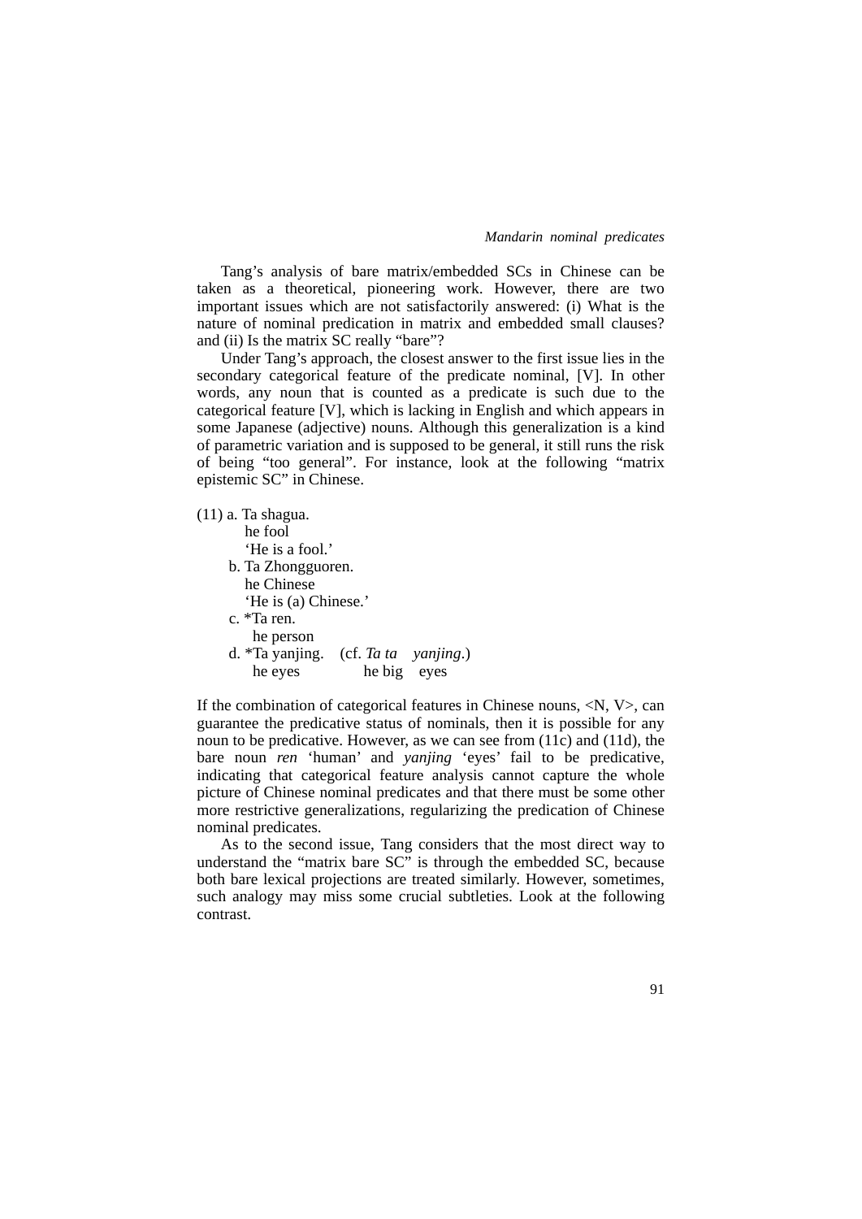Tang's analysis of bare matrix/embedded SCs in Chinese can be taken as a theoretical, pioneering work. However, there are two important issues which are not satisfactorily answered: (i) What is the nature of nominal predication in matrix and embedded small clauses? and (ii) Is the matrix SC really "bare"?

Under Tang's approach, the closest answer to the first issue lies in the secondary categorical feature of the predicate nominal, [V]. In other words, any noun that is counted as a predicate is such due to the categorical feature [V], which is lacking in English and which appears in some Japanese (adjective) nouns. Although this generalization is a kind of parametric variation and is supposed to be general, it still runs the risk of being "too general". For instance, look at the following "matrix epistemic SC" in Chinese.

(11) a. Ta shagua.
    he fool
    'He is a fool.'
  b. Ta Zhongguoren.
    he Chinese
    'He is (a) Chinese.'
  c. *Ta ren.
    he person
  d. *Ta yanjing. (cf. *Ta ta yanjing*.)
    he eyes   he big eyes

If the combination of categorical features in Chinese nouns, <N, V>, can guarantee the predicative status of nominals, then it is possible for any noun to be predicative. However, as we can see from (11c) and (11d), the bare noun *ren* 'human' and *yanjing* 'eyes' fail to be predicative, indicating that categorical feature analysis cannot capture the whole picture of Chinese nominal predicates and that there must be some other more restrictive generalizations, regularizing the predication of Chinese nominal predicates.

As to the second issue, Tang considers that the most direct way to understand the "matrix bare SC" is through the embedded SC, because both bare lexical projections are treated similarly. However, sometimes, such analogy may miss some crucial subtleties. Look at the following contrast.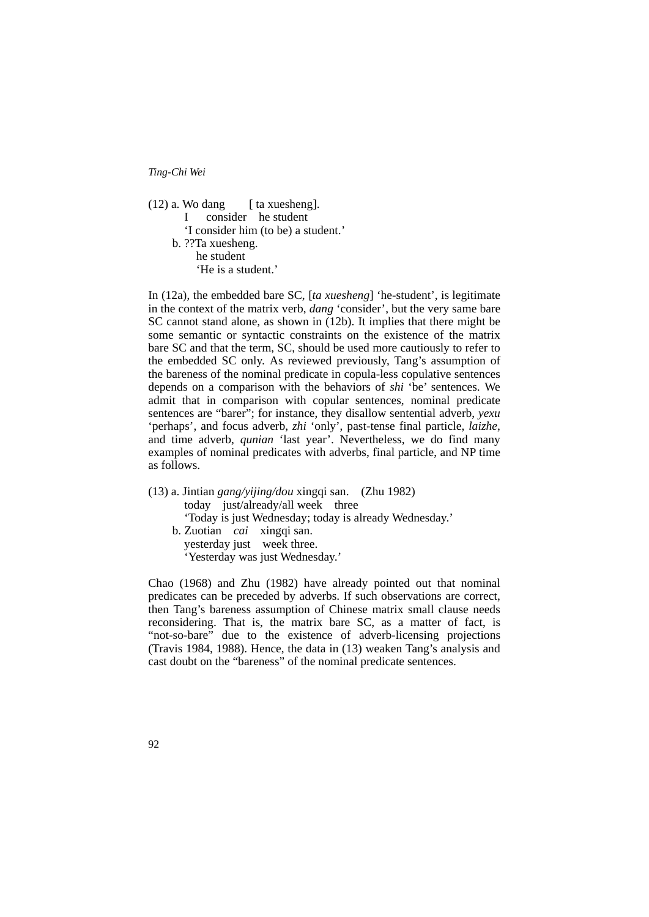(12) a. Wo dang [ ta xuesheng].  
I consider he student  
'I consider him (to be) a student.'  
b. ??Ta xuesheng.  
he student  
'He is a student.'

In (12a), the embedded bare SC, [*ta xuesheng*] 'he-student', is legitimate in the context of the matrix verb, *dang* 'consider', but the very same bare SC cannot stand alone, as shown in (12b). It implies that there might be some semantic or syntactic constraints on the existence of the matrix bare SC and that the term, SC, should be used more cautiously to refer to the embedded SC only. As reviewed previously, Tang's assumption of the bareness of the nominal predicate in copula-less copulative sentences depends on a comparison with the behaviors of *shi* 'be' sentences. We admit that in comparison with copular sentences, nominal predicate sentences are "barer"; for instance, they disallow sentential adverb, *yexu* 'perhaps', and focus adverb, *zhi* 'only', past-tense final particle, *laizhe*, and time adverb, *qunian* 'last year'. Nevertheless, we do find many examples of nominal predicates with adverbs, final particle, and NP time as follows.

(13) a. Jintian *gang/yijing/dou* xingqi san. (Zhu 1982)  
today just/already/all week three  
'Today is just Wednesday; today is already Wednesday.'  
b. Zuotian *cai* xingqi san.  
yesterday just week three.  
'Yesterday was just Wednesday.'

Chao (1968) and Zhu (1982) have already pointed out that nominal predicates can be preceded by adverbs. If such observations are correct, then Tang's bareness assumption of Chinese matrix small clause needs reconsidering. That is, the matrix bare SC, as a matter of fact, is "not-so-bare" due to the existence of adverb-licensing projections (Travis 1984, 1988). Hence, the data in (13) weaken Tang's analysis and cast doubt on the "bareness" of the nominal predicate sentences.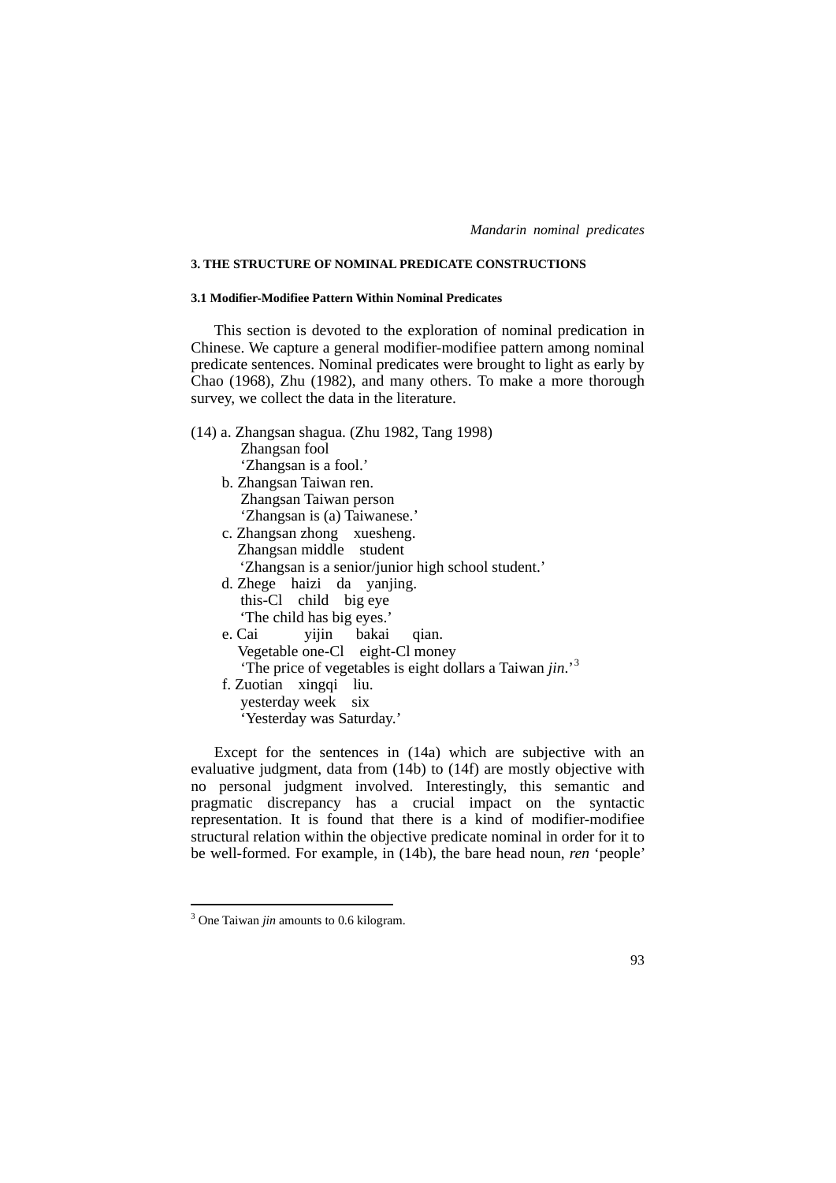## 3. THE STRUCTURE OF NOMINAL PREDICATE CONSTRUCTIONS

### 3.1 Modifier-Modifiee Pattern Within Nominal Predicates

This section is devoted to the exploration of nominal predication in Chinese. We capture a general modifier-modifiee pattern among nominal predicate sentences. Nominal predicates were brought to light as early by Chao (1968), Zhu (1982), and many others. To make a more thorough survey, we collect the data in the literature.

(14) a. Zhangsan shagua. (Zhu 1982, Tang 1998)
       Zhangsan fool
       'Zhangsan is a fool.'
     b. Zhangsan Taiwan ren.
       Zhangsan Taiwan person
       'Zhangsan is (a) Taiwanese.'
     c. Zhangsan zhong    xuesheng.
       Zhangsan middle    student
       'Zhangsan is a senior/junior high school student.'
     d. Zhege    haizi    da    yanjing.
       this-Cl    child    big eye
       'The child has big eyes.'
     e. Cai    yijin    bakai    qian.
       Vegetable one-Cl    eight-Cl money
       'The price of vegetables is eight dollars a Taiwan *jin*.'[3]
     f. Zuotian    xingqi    liu.
       yesterday week    six
       'Yesterday was Saturday.'

Except for the sentences in (14a) which are subjective with an evaluative judgment, data from (14b) to (14f) are mostly objective with no personal judgment involved. Interestingly, this semantic and pragmatic discrepancy has a crucial impact on the syntactic representation. It is found that there is a kind of modifier-modifiee structural relation within the objective predicate nominal in order for it to be well-formed. For example, in (14b), the bare head noun, *ren* 'people'

[3] One Taiwan *jin* amounts to 0.6 kilogram.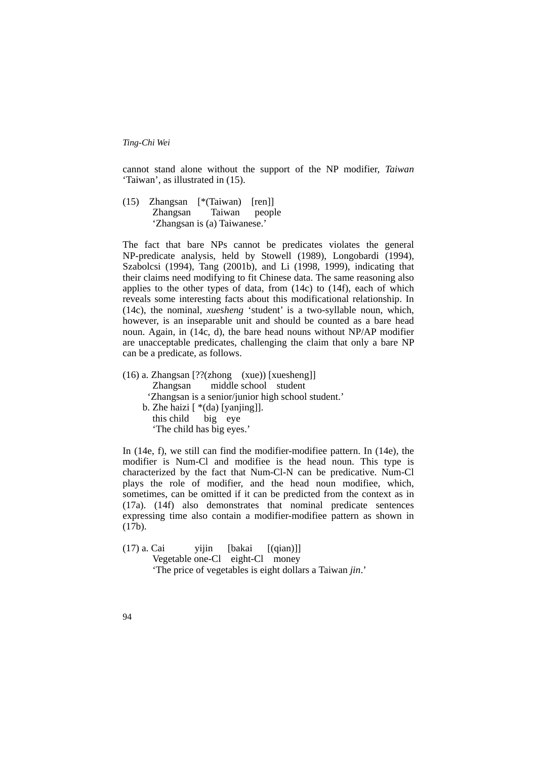cannot stand alone without the support of the NP modifier, *Taiwan* 'Taiwan', as illustrated in (15).

(15) Zhangsan [*(Taiwan) [ren]]
     Zhangsan Taiwan people
     'Zhangsan is (a) Taiwanese.'

The fact that bare NPs cannot be predicates violates the general NP-predicate analysis, held by Stowell (1989), Longobardi (1994), Szabolcsi (1994), Tang (2001b), and Li (1998, 1999), indicating that their claims need modifying to fit Chinese data. The same reasoning also applies to the other types of data, from (14c) to (14f), each of which reveals some interesting facts about this modificational relationship. In (14c), the nominal, *xuesheng* 'student' is a two-syllable noun, which, however, is an inseparable unit and should be counted as a bare head noun. Again, in (14c, d), the bare head nouns without NP/AP modifier are unacceptable predicates, challenging the claim that only a bare NP can be a predicate, as follows.

(16) a. Zhangsan [??(zhong (xue)) [xuesheng]]
     Zhangsan middle school student
     'Zhangsan is a senior/junior high school student.'
  b. Zhe haizi [ *(da) [yanjing]].
     this child big eye
     'The child has big eyes.'

In (14e, f), we still can find the modifier-modifiee pattern. In (14e), the modifier is Num-Cl and modifiee is the head noun. This type is characterized by the fact that Num-Cl-N can be predicative. Num-Cl plays the role of modifier, and the head noun modifiee, which, sometimes, can be omitted if it can be predicted from the context as in (17a). (14f) also demonstrates that nominal predicate sentences expressing time also contain a modifier-modifiee pattern as shown in (17b).

(17) a. Cai yijin [bakai [(qian)]]
     Vegetable one-Cl eight-Cl money
     'The price of vegetables is eight dollars a Taiwan *jin*.'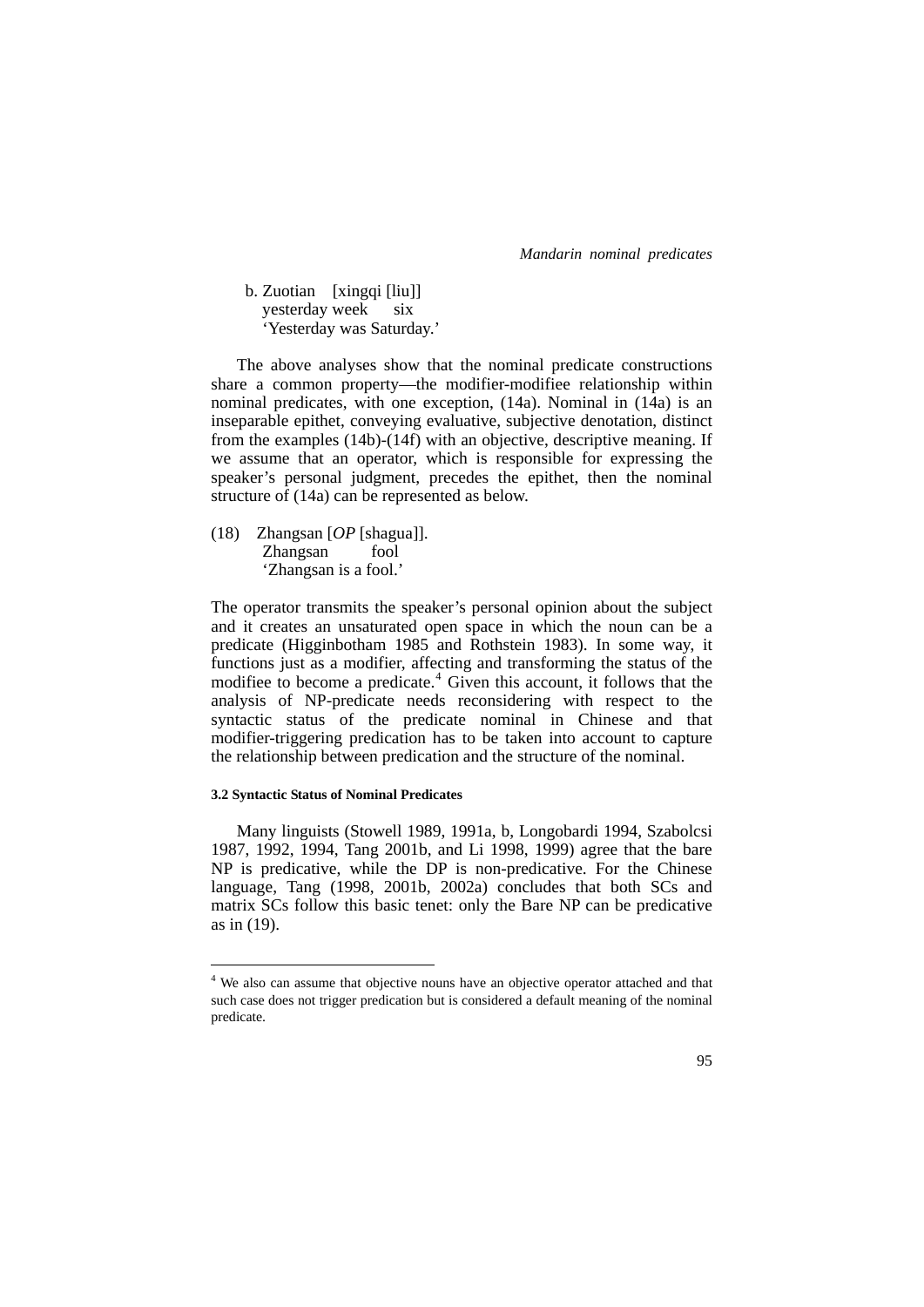b. Zuotian [xingqi [liu]]
   yesterday week six
   'Yesterday was Saturday.'

The above analyses show that the nominal predicate constructions share a common property—the modifier-modifiee relationship within nominal predicates, with one exception, (14a). Nominal in (14a) is an inseparable epithet, conveying evaluative, subjective denotation, distinct from the examples (14b)-(14f) with an objective, descriptive meaning. If we assume that an operator, which is responsible for expressing the speaker's personal judgment, precedes the epithet, then the nominal structure of (14a) can be represented as below.

(18) Zhangsan [*OP* [shagua]].
     Zhangsan fool
     'Zhangsan is a fool.'

The operator transmits the speaker's personal opinion about the subject and it creates an unsaturated open space in which the noun can be a predicate (Higginbotham 1985 and Rothstein 1983). In some way, it functions just as a modifier, affecting and transforming the status of the modifiee to become a predicate.[4] Given this account, it follows that the analysis of NP-predicate needs reconsidering with respect to the syntactic status of the predicate nominal in Chinese and that modifier-triggering predication has to be taken into account to capture the relationship between predication and the structure of the nominal.

#### 3.2 Syntactic Status of Nominal Predicates

Many linguists (Stowell 1989, 1991a, b, Longobardi 1994, Szabolcsi 1987, 1992, 1994, Tang 2001b, and Li 1998, 1999) agree that the bare NP is predicative, while the DP is non-predicative. For the Chinese language, Tang (1998, 2001b, 2002a) concludes that both SCs and matrix SCs follow this basic tenet: only the Bare NP can be predicative as in (19).

---

[4] We also can assume that objective nouns have an objective operator attached and that such case does not trigger predication but is considered a default meaning of the nominal predicate.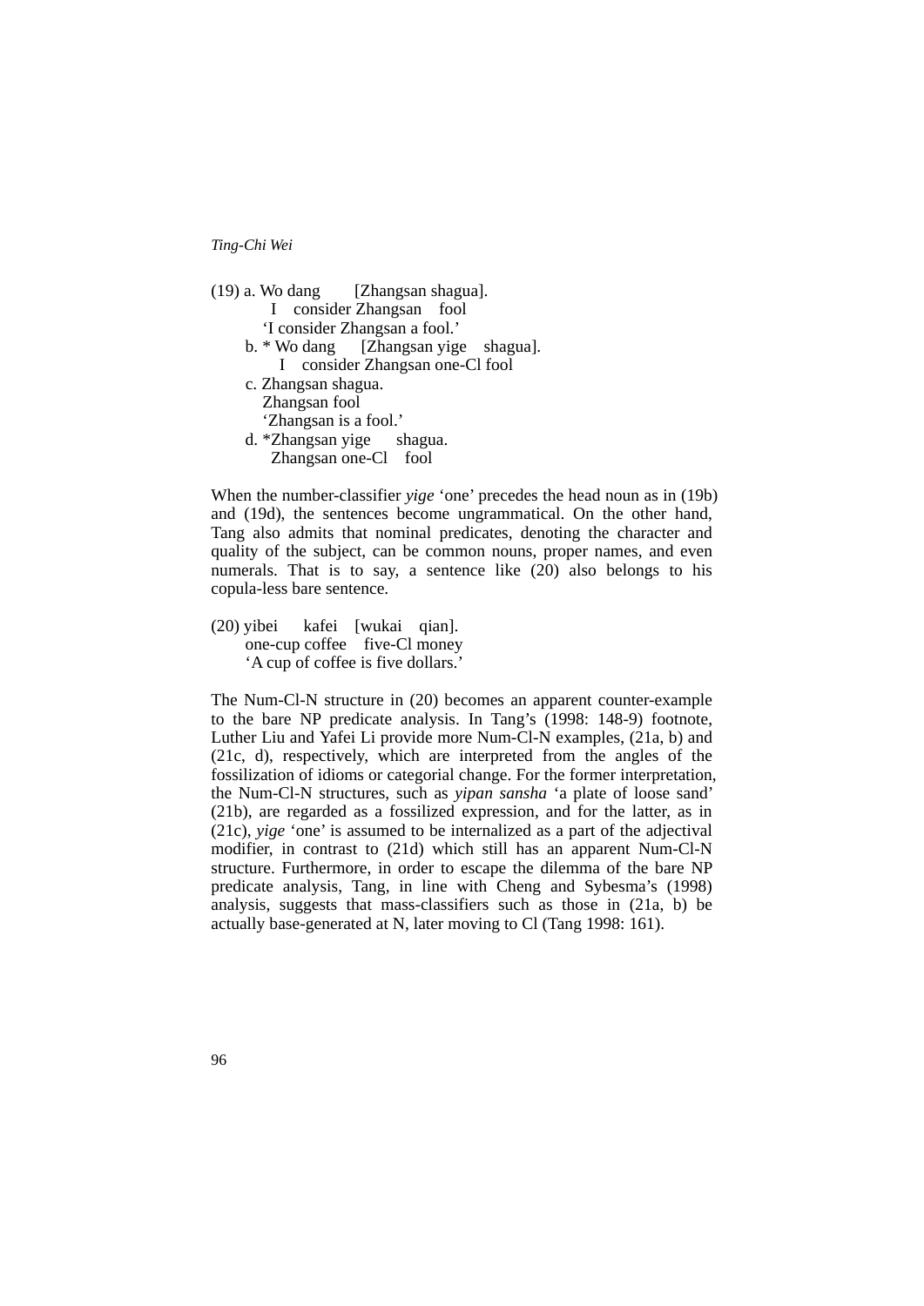(19) a. Wo dang [Zhangsan shagua].
 I consider Zhangsan fool
 'I consider Zhangsan a fool.'

 b. * Wo dang [Zhangsan yige shagua].
 I consider Zhangsan one-Cl fool

 c. Zhangsan shagua.
 Zhangsan fool
 'Zhangsan is a fool.'

 d. *Zhangsan yige shagua.
 Zhangsan one-Cl fool

When the number-classifier *yige* 'one' precedes the head noun as in (19b) and (19d), the sentences become ungrammatical. On the other hand, Tang also admits that nominal predicates, denoting the character and quality of the subject, can be common nouns, proper names, and even numerals. That is to say, a sentence like (20) also belongs to his copula-less bare sentence.

(20) yibei kafei [wukai qian].
 one-cup coffee five-Cl money
 'A cup of coffee is five dollars.'

The Num-Cl-N structure in (20) becomes an apparent counter-example to the bare NP predicate analysis. In Tang's (1998: 148-9) footnote, Luther Liu and Yafei Li provide more Num-Cl-N examples, (21a, b) and (21c, d), respectively, which are interpreted from the angles of the fossilization of idioms or categorial change. For the former interpretation, the Num-Cl-N structures, such as *yipan sansha* 'a plate of loose sand' (21b), are regarded as a fossilized expression, and for the latter, as in (21c), *yige* 'one' is assumed to be internalized as a part of the adjectival modifier, in contrast to (21d) which still has an apparent Num-Cl-N structure. Furthermore, in order to escape the dilemma of the bare NP predicate analysis, Tang, in line with Cheng and Sybesma's (1998) analysis, suggests that mass-classifiers such as those in (21a, b) be actually base-generated at N, later moving to Cl (Tang 1998: 161).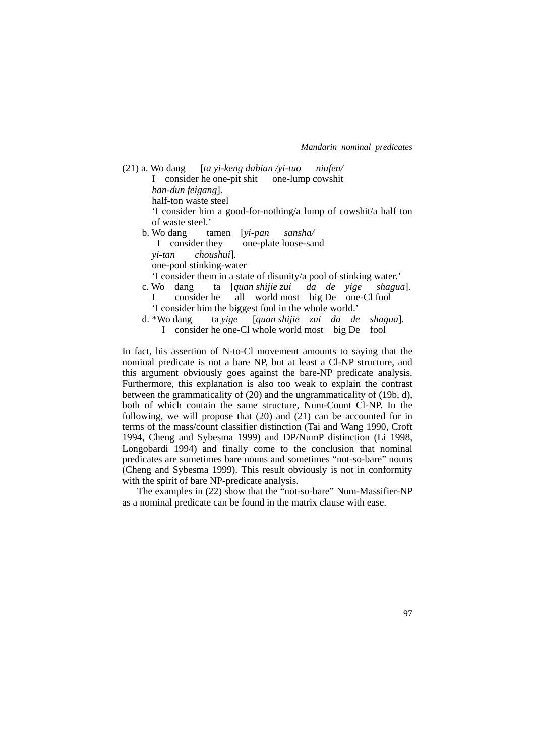(21) a. Wo dang [*ta yi-keng dabian /yi-tuo niufen/*
I consider he one-pit shit one-lump cowshit
*ban-dun feigang*].
half-ton waste steel
'I consider him a good-for-nothing/a lump of cowshit/a half ton of waste steel.'

b. Wo dang tamen [*yi-pan sansha/*
I consider they one-plate loose-sand
*yi-tan choushui*].
one-pool stinking-water
'I consider them in a state of disunity/a pool of stinking water.'

c. Wo dang ta [*quan shijie zui da de yige shagua*].
I consider he all world most big De one-Cl fool
'I consider him the biggest fool in the whole world.'

d. *Wo dang ta *yige* [*quan shijie zui da de shagua*].
I consider he one-Cl whole world most big De fool

In fact, his assertion of N-to-Cl movement amounts to saying that the nominal predicate is not a bare NP, but at least a Cl-NP structure, and this argument obviously goes against the bare-NP predicate analysis. Furthermore, this explanation is also too weak to explain the contrast between the grammaticality of (20) and the ungrammaticality of (19b, d), both of which contain the same structure, Num-Count Cl-NP. In the following, we will propose that (20) and (21) can be accounted for in terms of the mass/count classifier distinction (Tai and Wang 1990, Croft 1994, Cheng and Sybesma 1999) and DP/NumP distinction (Li 1998, Longobardi 1994) and finally come to the conclusion that nominal predicates are sometimes bare nouns and sometimes "not-so-bare" nouns (Cheng and Sybesma 1999). This result obviously is not in conformity with the spirit of bare NP-predicate analysis.

The examples in (22) show that the "not-so-bare" Num-Massifier-NP as a nominal predicate can be found in the matrix clause with ease.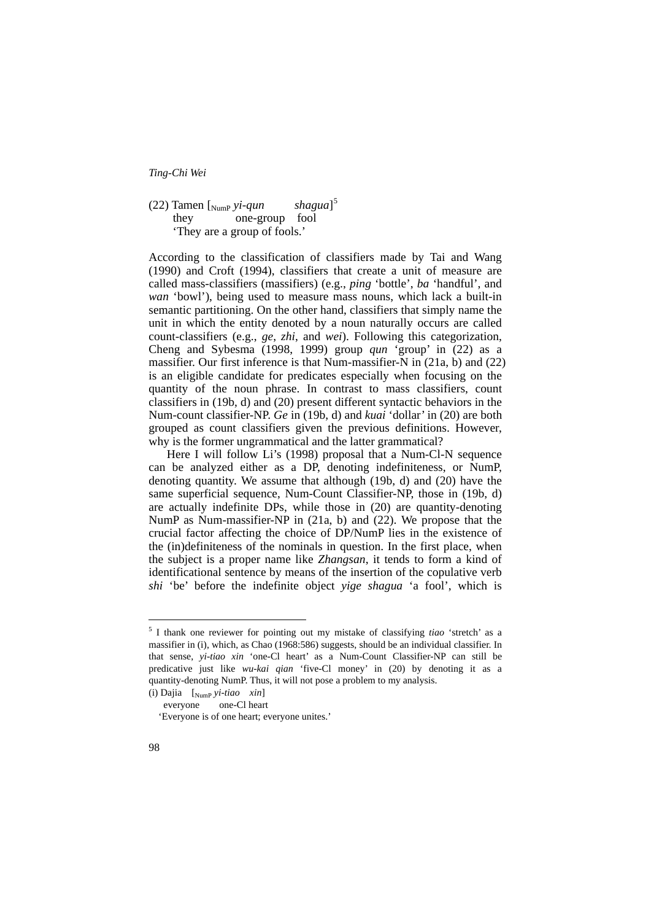(22) Tamen [$_{NumP}$ *yi-qun* *shagua*][5]
they one-group fool
'They are a group of fools.'

According to the classification of classifiers made by Tai and Wang (1990) and Croft (1994), classifiers that create a unit of measure are called mass-classifiers (massifiers) (e.g., *ping* 'bottle', *ba* 'handful', and *wan* 'bowl'), being used to measure mass nouns, which lack a built-in semantic partitioning. On the other hand, classifiers that simply name the unit in which the entity denoted by a noun naturally occurs are called count-classifiers (e.g., *ge*, *zhi*, and *wei*). Following this categorization, Cheng and Sybesma (1998, 1999) group *qun* 'group' in (22) as a massifier. Our first inference is that Num-massifier-N in (21a, b) and (22) is an eligible candidate for predicates especially when focusing on the quantity of the noun phrase. In contrast to mass classifiers, count classifiers in (19b, d) and (20) present different syntactic behaviors in the Num-count classifier-NP. *Ge* in (19b, d) and *kuai* 'dollar' in (20) are both grouped as count classifiers given the previous definitions. However, why is the former ungrammatical and the latter grammatical?

Here I will follow Li's (1998) proposal that a Num-Cl-N sequence can be analyzed either as a DP, denoting indefiniteness, or NumP, denoting quantity. We assume that although (19b, d) and (20) have the same superficial sequence, Num-Count Classifier-NP, those in (19b, d) are actually indefinite DPs, while those in (20) are quantity-denoting NumP as Num-massifier-NP in (21a, b) and (22). We propose that the crucial factor affecting the choice of DP/NumP lies in the existence of the (in)definiteness of the nominals in question. In the first place, when the subject is a proper name like *Zhangsan*, it tends to form a kind of identificational sentence by means of the insertion of the copulative verb *shi* 'be' before the indefinite object *yige shagua* 'a fool', which is

---

[5] I thank one reviewer for pointing out my mistake of classifying *tiao* 'stretch' as a massifier in (i), which, as Chao (1968:586) suggests, should be an individual classifier. In that sense, *yi-tiao xin* 'one-Cl heart' as a Num-Count Classifier-NP can still be predicative just like *wu-kai qian* 'five-Cl money' in (20) by denoting it as a quantity-denoting NumP. Thus, it will not pose a problem to my analysis.

(i) Dajia [$_{NumP}$ *yi-tiao* *xin*]
everyone one-Cl heart
'Everyone is of one heart; everyone unites.'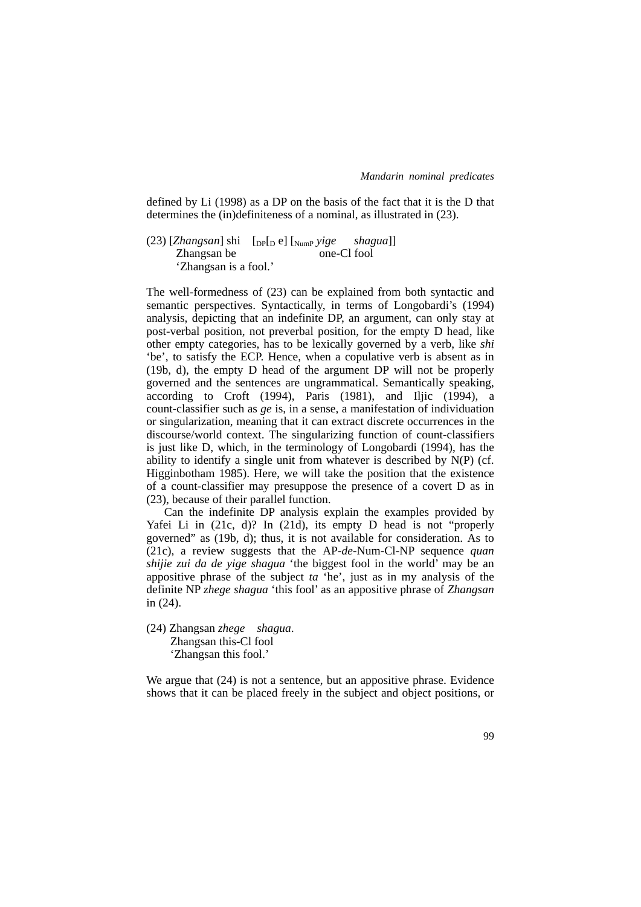defined by Li (1998) as a DP on the basis of the fact that it is the D that determines the (in)definiteness of a nominal, as illustrated in (23).

(23) [*Zhangsan*] shi [$_{DP}$[$_{D}$ e] [$_{NumP}$ *yige shagua*]]
     Zhangsan be one-Cl fool
     'Zhangsan is a fool.'

The well-formedness of (23) can be explained from both syntactic and semantic perspectives. Syntactically, in terms of Longobardi's (1994) analysis, depicting that an indefinite DP, an argument, can only stay at post-verbal position, not preverbal position, for the empty D head, like other empty categories, has to be lexically governed by a verb, like *shi* 'be', to satisfy the ECP. Hence, when a copulative verb is absent as in (19b, d), the empty D head of the argument DP will not be properly governed and the sentences are ungrammatical. Semantically speaking, according to Croft (1994), Paris (1981), and Iljic (1994), a count-classifier such as *ge* is, in a sense, a manifestation of individuation or singularization, meaning that it can extract discrete occurrences in the discourse/world context. The singularizing function of count-classifiers is just like D, which, in the terminology of Longobardi (1994), has the ability to identify a single unit from whatever is described by N(P) (cf. Higginbotham 1985). Here, we will take the position that the existence of a count-classifier may presuppose the presence of a covert D as in (23), because of their parallel function.

Can the indefinite DP analysis explain the examples provided by Yafei Li in (21c, d)? In (21d), its empty D head is not "properly governed" as (19b, d); thus, it is not available for consideration. As to (21c), a review suggests that the AP-*de*-Num-Cl-NP sequence *quan shijie zui da de yige shagua* 'the biggest fool in the world' may be an appositive phrase of the subject *ta* 'he', just as in my analysis of the definite NP *zhege shagua* 'this fool' as an appositive phrase of *Zhangsan* in (24).

(24) Zhangsan *zhege shagua*.
     Zhangsan this-Cl fool
     'Zhangsan this fool.'

We argue that (24) is not a sentence, but an appositive phrase. Evidence shows that it can be placed freely in the subject and object positions, or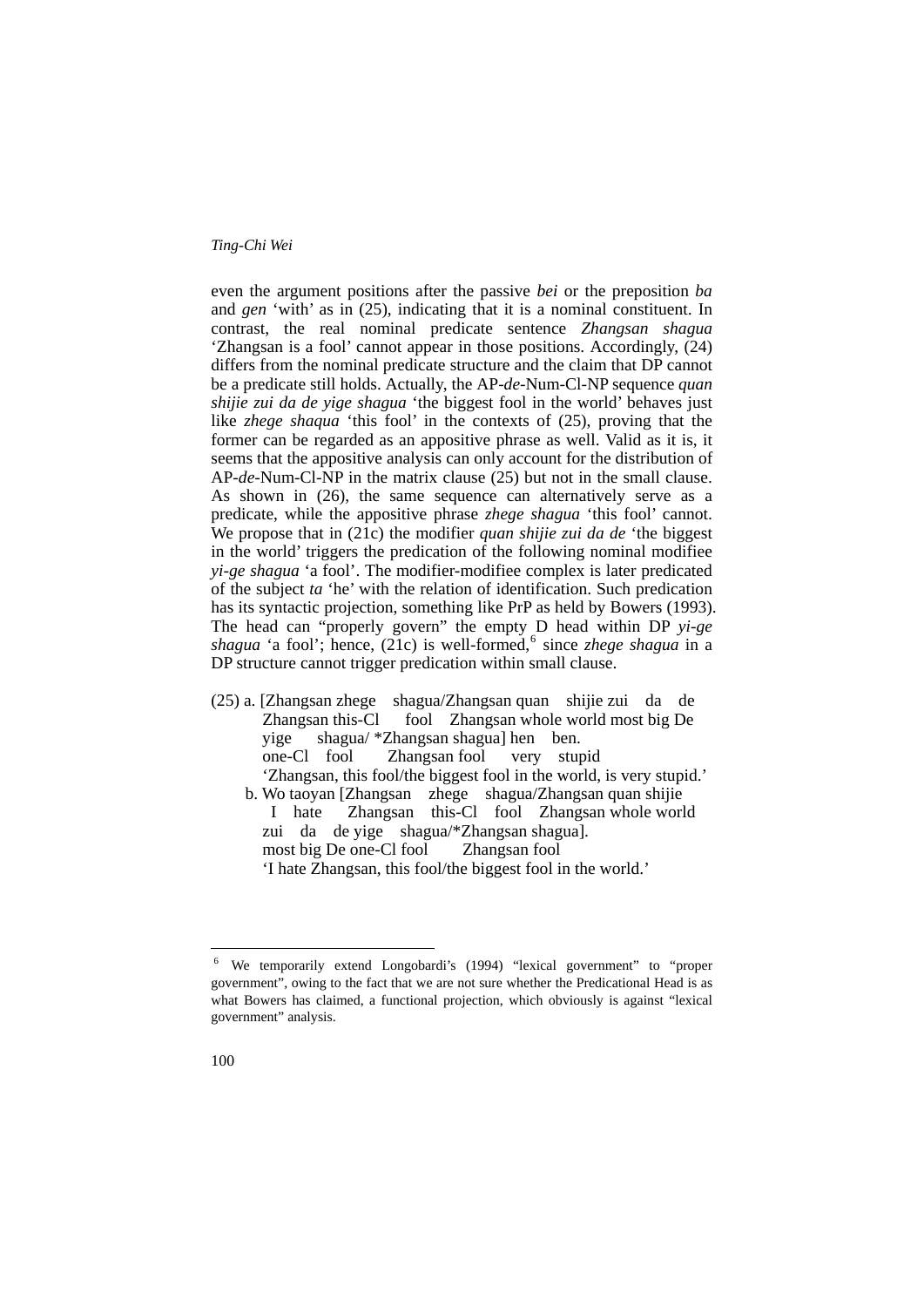even the argument positions after the passive *bei* or the preposition *ba* and *gen* 'with' as in (25), indicating that it is a nominal constituent. In contrast, the real nominal predicate sentence *Zhangsan shagua* 'Zhangsan is a fool' cannot appear in those positions. Accordingly, (24) differs from the nominal predicate structure and the claim that DP cannot be a predicate still holds. Actually, the AP-*de*-Num-Cl-NP sequence *quan shijie zui da de yige shagua* 'the biggest fool in the world' behaves just like *zhege shaqua* 'this fool' in the contexts of (25), proving that the former can be regarded as an appositive phrase as well. Valid as it is, it seems that the appositive analysis can only account for the distribution of AP-*de*-Num-Cl-NP in the matrix clause (25) but not in the small clause. As shown in (26), the same sequence can alternatively serve as a predicate, while the appositive phrase *zhege shagua* 'this fool' cannot. We propose that in (21c) the modifier *quan shijie zui da de* 'the biggest in the world' triggers the predication of the following nominal modifiee *yi-ge shagua* 'a fool'. The modifier-modifiee complex is later predicated of the subject *ta* 'he' with the relation of identification. Such predication has its syntactic projection, something like PrP as held by Bowers (1993). The head can "properly govern" the empty D head within DP *yi-ge shagua* 'a fool'; hence, (21c) is well-formed,[6] since *zhege shagua* in a DP structure cannot trigger predication within small clause.

(25) a. [Zhangsan zhege shagua/Zhangsan quan shijie zui da de
Zhangsan this-Cl fool Zhangsan whole world most big De
yige shagua/ *Zhangsan shagua] hen ben.
one-Cl fool Zhangsan fool very stupid
'Zhangsan, this fool/the biggest fool in the world, is very stupid.'

b. Wo taoyan [Zhangsan zhege shagua/Zhangsan quan shijie
I hate Zhangsan this-Cl fool Zhangsan whole world
zui da de yige shagua/*Zhangsan shagua].
most big De one-Cl fool Zhangsan fool
'I hate Zhangsan, this fool/the biggest fool in the world.'

---

[6] We temporarily extend Longobardi's (1994) "lexical government" to "proper government", owing to the fact that we are not sure whether the Predicational Head is as what Bowers has claimed, a functional projection, which obviously is against "lexical government" analysis.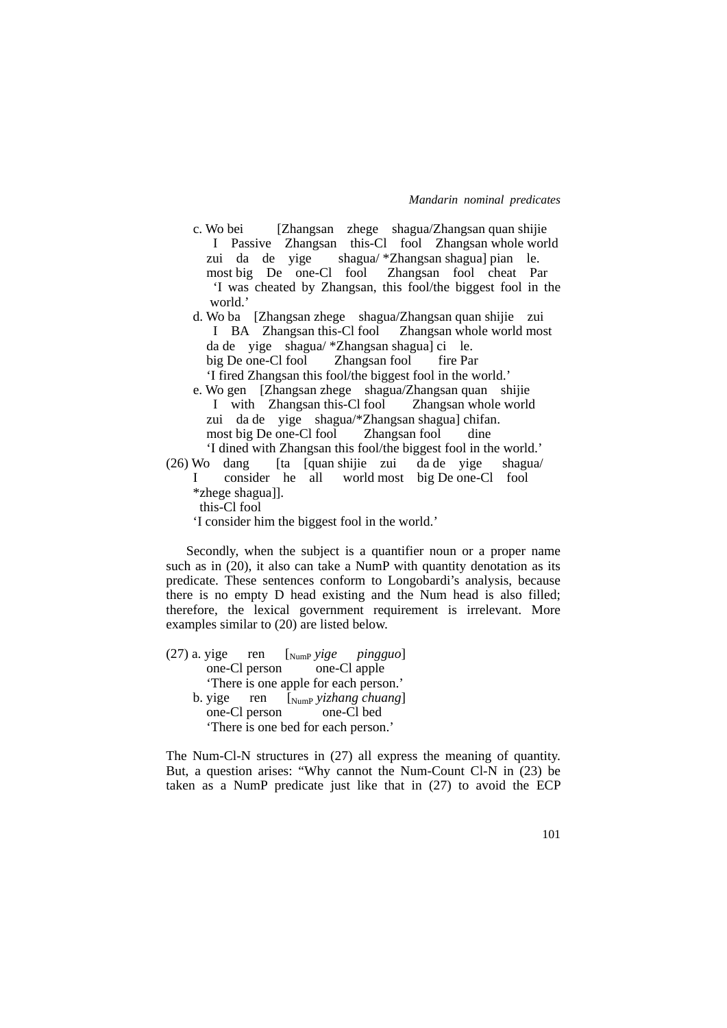c. Wo bei [Zhangsan zhege shagua/Zhangsan quan shijie
   I Passive Zhangsan this-Cl fool Zhangsan whole world
   zui da de yige shagua/ *Zhangsan shagua] pian le.
   most big De one-Cl fool Zhangsan fool cheat Par
   'I was cheated by Zhangsan, this fool/the biggest fool in the world.'

d. Wo ba [Zhangsan zhege shagua/Zhangsan quan shijie zui
   I BA Zhangsan this-Cl fool Zhangsan whole world most
   da de yige shagua/ *Zhangsan shagua] ci le.
   big De one-Cl fool Zhangsan fool fire Par
   'I fired Zhangsan this fool/the biggest fool in the world.'

e. Wo gen [Zhangsan zhege shagua/Zhangsan quan shijie
   I with Zhangsan this-Cl fool Zhangsan whole world
   zui da de yige shagua/*Zhangsan shagua] chifan.
   most big De one-Cl fool Zhangsan fool dine
   'I dined with Zhangsan this fool/the biggest fool in the world.'

(26) Wo dang [ta [quan shijie zui da de yige shagua/
   I consider he all world most big De one-Cl fool
   *zhege shagua]].
   this-Cl fool
   'I consider him the biggest fool in the world.'

Secondly, when the subject is a quantifier noun or a proper name such as in (20), it also can take a NumP with quantity denotation as its predicate. These sentences conform to Longobardi's analysis, because there is no empty D head existing and the Num head is also filled; therefore, the lexical government requirement is irrelevant. More examples similar to (20) are listed below.

(27) a. yige ren [$_{\text{NumP}}$ *yige pingguo*]
   one-Cl person one-Cl apple
   'There is one apple for each person.'

b. yige ren [$_{\text{NumP}}$ *yizhang chuang*]
   one-Cl person one-Cl bed
   'There is one bed for each person.'

The Num-Cl-N structures in (27) all express the meaning of quantity. But, a question arises: "Why cannot the Num-Count Cl-N in (23) be taken as a NumP predicate just like that in (27) to avoid the ECP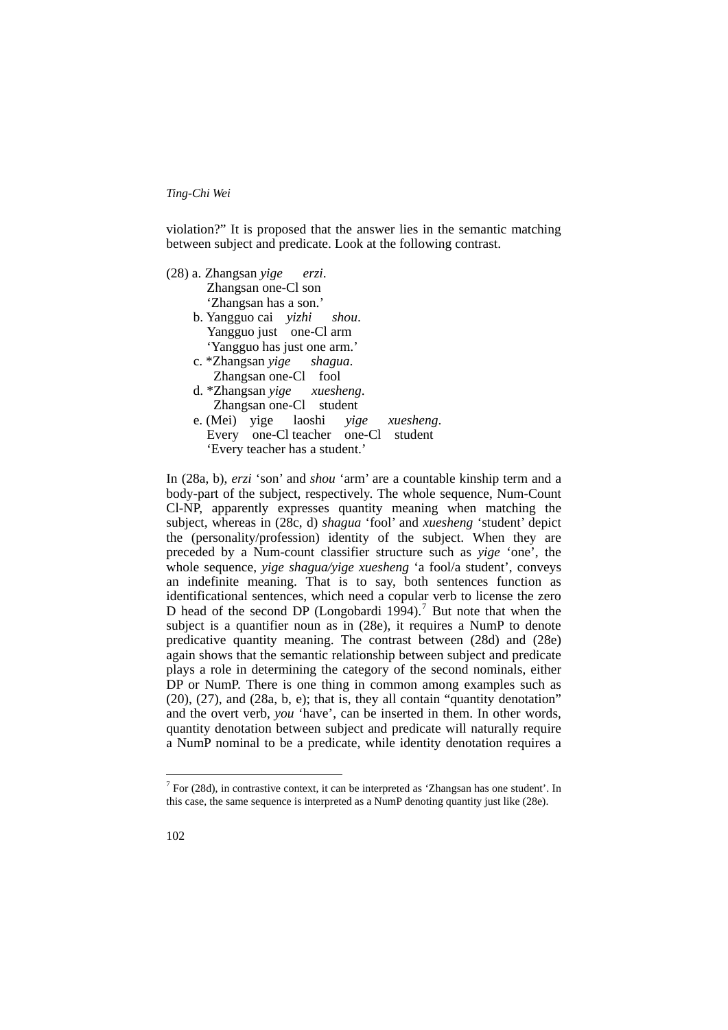violation?" It is proposed that the answer lies in the semantic matching between subject and predicate. Look at the following contrast.

(28) a. Zhangsan *yige* *erzi*.
   Zhangsan one-Cl son
   'Zhangsan has a son.'

b. Yangguo cai *yizhi* *shou*.
   Yangguo just one-Cl arm
   'Yangguo has just one arm.'

c. *Zhangsan *yige* *shagua*.
   Zhangsan one-Cl fool

d. *Zhangsan *yige* *xuesheng*.
   Zhangsan one-Cl student

e. (Mei) yige laoshi *yige* *xuesheng*.
   Every one-Cl teacher one-Cl student
   'Every teacher has a student.'

In (28a, b), *erzi* 'son' and *shou* 'arm' are a countable kinship term and a body-part of the subject, respectively. The whole sequence, Num-Count Cl-NP, apparently expresses quantity meaning when matching the subject, whereas in (28c, d) *shagua* 'fool' and *xuesheng* 'student' depict the (personality/profession) identity of the subject. When they are preceded by a Num-count classifier structure such as *yige* 'one', the whole sequence, *yige shagua/yige xuesheng* 'a fool/a student', conveys an indefinite meaning. That is to say, both sentences function as identificational sentences, which need a copular verb to license the zero D head of the second DP (Longobardi 1994).[7] But note that when the subject is a quantifier noun as in (28e), it requires a NumP to denote predicative quantity meaning. The contrast between (28d) and (28e) again shows that the semantic relationship between subject and predicate plays a role in determining the category of the second nominals, either DP or NumP. There is one thing in common among examples such as (20), (27), and (28a, b, e); that is, they all contain "quantity denotation" and the overt verb, *you* 'have', can be inserted in them. In other words, quantity denotation between subject and predicate will naturally require a NumP nominal to be a predicate, while identity denotation requires a

[7] For (28d), in contrastive context, it can be interpreted as 'Zhangsan has one student'. In this case, the same sequence is interpreted as a NumP denoting quantity just like (28e).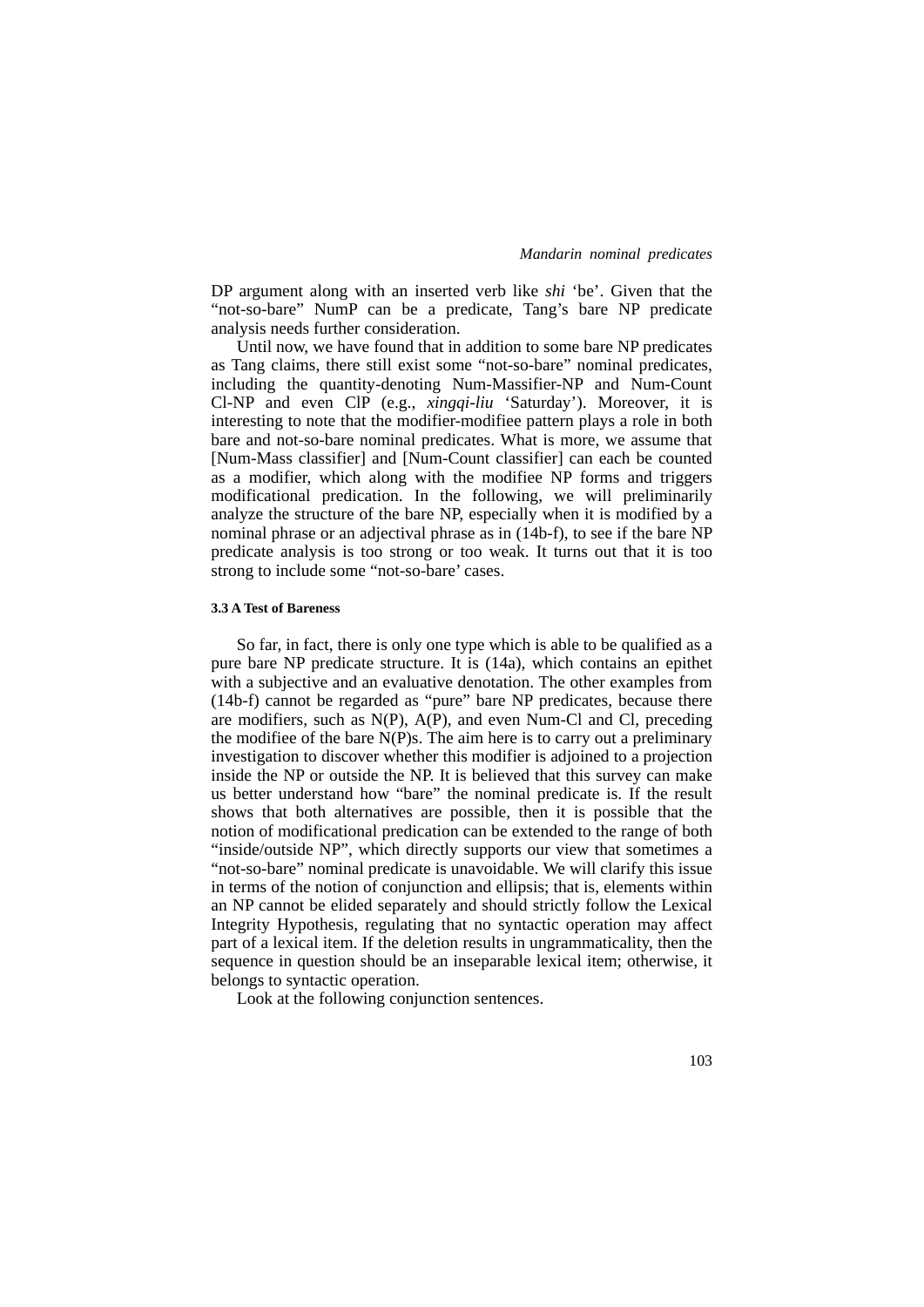DP argument along with an inserted verb like *shi* 'be'. Given that the "not-so-bare" NumP can be a predicate, Tang's bare NP predicate analysis needs further consideration.

Until now, we have found that in addition to some bare NP predicates as Tang claims, there still exist some "not-so-bare" nominal predicates, including the quantity-denoting Num-Massifier-NP and Num-Count Cl-NP and even ClP (e.g., *xingqi-liu* 'Saturday'). Moreover, it is interesting to note that the modifier-modifiee pattern plays a role in both bare and not-so-bare nominal predicates. What is more, we assume that [Num-Mass classifier] and [Num-Count classifier] can each be counted as a modifier, which along with the modifiee NP forms and triggers modificational predication. In the following, we will preliminarily analyze the structure of the bare NP, especially when it is modified by a nominal phrase or an adjectival phrase as in (14b-f), to see if the bare NP predicate analysis is too strong or too weak. It turns out that it is too strong to include some "not-so-bare' cases.

### 3.3 A Test of Bareness

So far, in fact, there is only one type which is able to be qualified as a pure bare NP predicate structure. It is (14a), which contains an epithet with a subjective and an evaluative denotation. The other examples from (14b-f) cannot be regarded as "pure" bare NP predicates, because there are modifiers, such as N(P), A(P), and even Num-Cl and Cl, preceding the modifiee of the bare N(P)s. The aim here is to carry out a preliminary investigation to discover whether this modifier is adjoined to a projection inside the NP or outside the NP. It is believed that this survey can make us better understand how "bare" the nominal predicate is. If the result shows that both alternatives are possible, then it is possible that the notion of modificational predication can be extended to the range of both "inside/outside NP", which directly supports our view that sometimes a "not-so-bare" nominal predicate is unavoidable. We will clarify this issue in terms of the notion of conjunction and ellipsis; that is, elements within an NP cannot be elided separately and should strictly follow the Lexical Integrity Hypothesis, regulating that no syntactic operation may affect part of a lexical item. If the deletion results in ungrammaticality, then the sequence in question should be an inseparable lexical item; otherwise, it belongs to syntactic operation.

Look at the following conjunction sentences.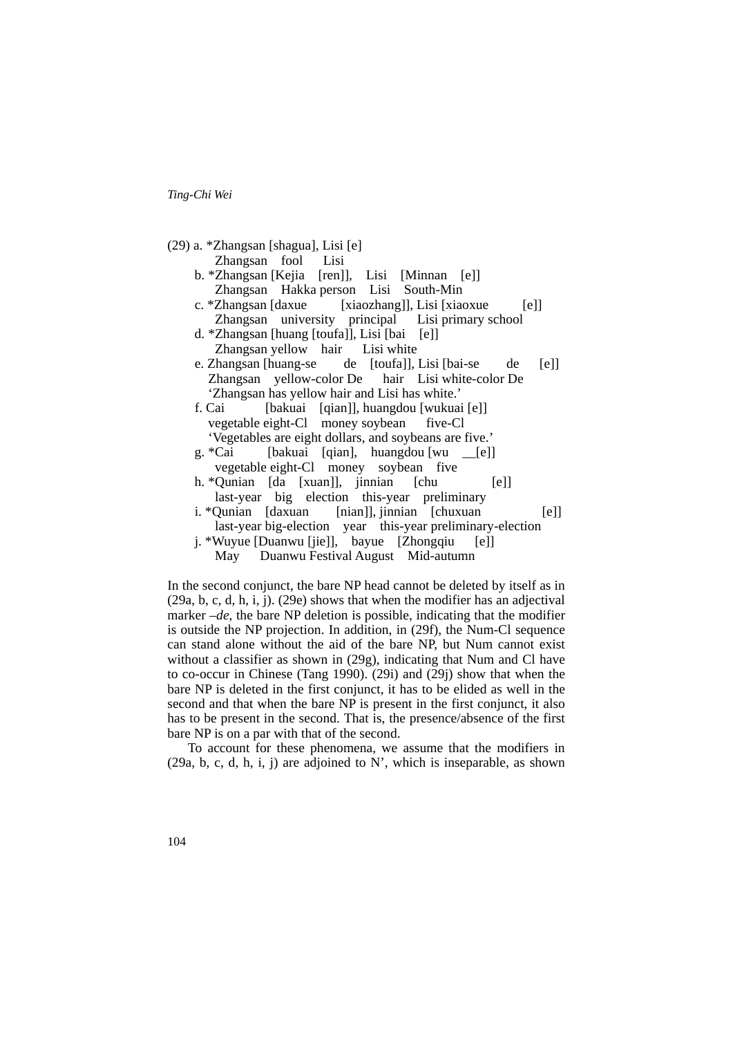(29) a. *Zhangsan [shagua], Lisi [e]
   Zhangsan fool Lisi

b. *Zhangsan [Kejia [ren]], Lisi [Minnan [e]]
   Zhangsan Hakka person Lisi South-Min

c. *Zhangsan [daxue [xiaozhang]], Lisi [xiaoxue [e]]
   Zhangsan university principal Lisi primary school

d. *Zhangsan [huang [toufa]], Lisi [bai [e]]
   Zhangsan yellow hair Lisi white

e. Zhangsan [huang-se de [toufa]], Lisi [bai-se de [e]]
   Zhangsan yellow-color De hair Lisi white-color De
   'Zhangsan has yellow hair and Lisi has white.'

f. Cai [bakuai [qian]], huangdou [wukuai [e]]
   vegetable eight-Cl money soybean five-Cl
   'Vegetables are eight dollars, and soybeans are five.'

g. *Cai [bakuai [qian], huangdou [wu __[e]]
   vegetable eight-Cl money soybean five

h. *Qunian [da [xuan]], jinnian [chu [e]]
   last-year big election this-year preliminary

i. *Qunian [daxuan [nian]], jinnian [chuxuan [e]]
   last-year big-election year this-year preliminary-election

j. *Wuyue [Duanwu [jie]], bayue [Zhongqiu [e]]
   May Duanwu Festival August Mid-autumn

In the second conjunct, the bare NP head cannot be deleted by itself as in (29a, b, c, d, h, i, j). (29e) shows that when the modifier has an adjectival marker *–de*, the bare NP deletion is possible, indicating that the modifier is outside the NP projection. In addition, in (29f), the Num-Cl sequence can stand alone without the aid of the bare NP, but Num cannot exist without a classifier as shown in (29g), indicating that Num and Cl have to co-occur in Chinese (Tang 1990). (29i) and (29j) show that when the bare NP is deleted in the first conjunct, it has to be elided as well in the second and that when the bare NP is present in the first conjunct, it also has to be present in the second. That is, the presence/absence of the first bare NP is on a par with that of the second.

To account for these phenomena, we assume that the modifiers in (29a, b, c, d, h, i, j) are adjoined to N', which is inseparable, as shown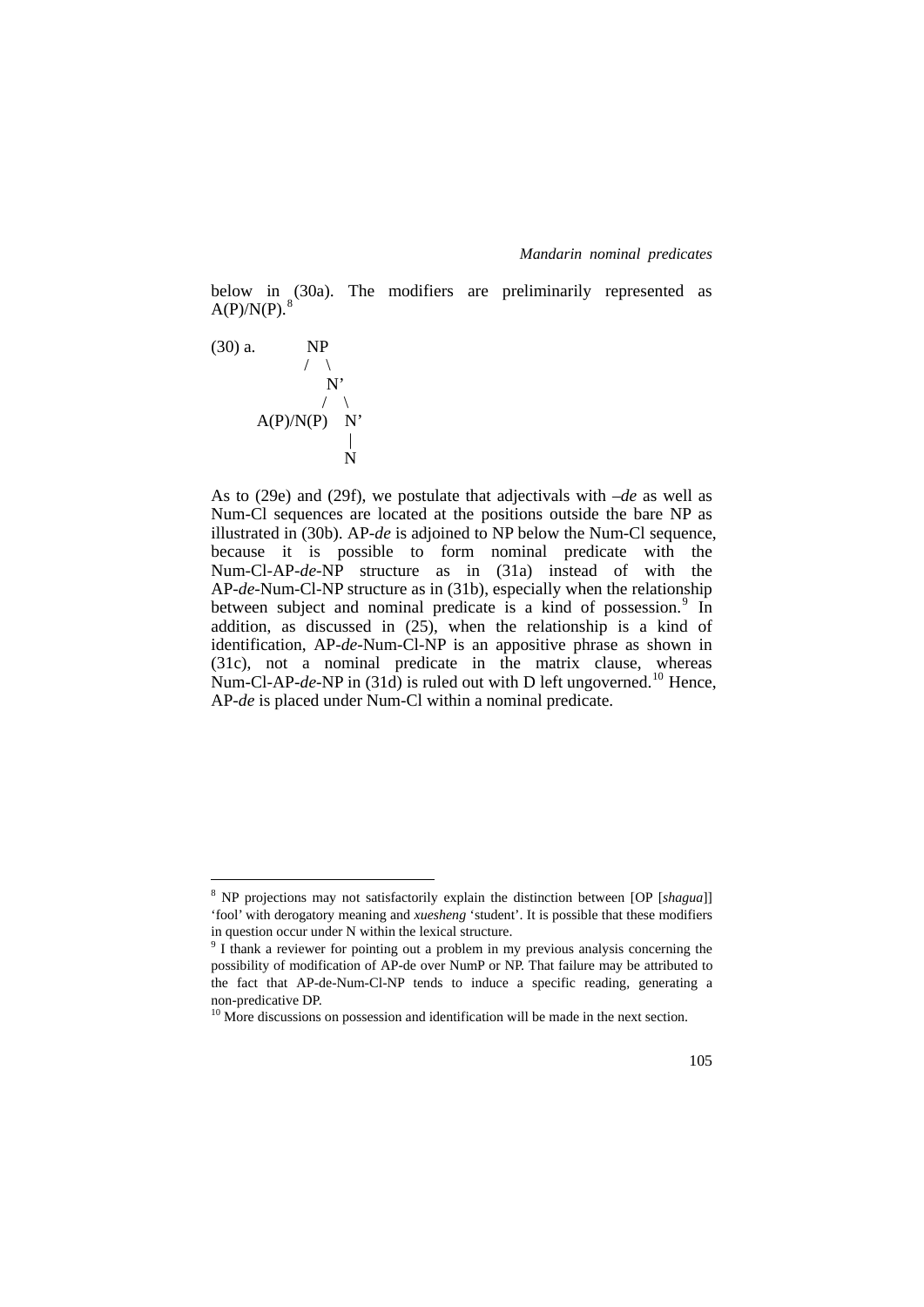below in (30a). The modifiers are preliminarily represented as A(P)/N(P).[8]

```
(30) a.          NP
                /   \
                    N’
                   /   \
        A(P)/N(P)    N’
                      |
                      N
```

As to (29e) and (29f), we postulate that adjectivals with *–de* as well as Num-Cl sequences are located at the positions outside the bare NP as illustrated in (30b). AP-*de* is adjoined to NP below the Num-Cl sequence, because it is possible to form nominal predicate with the Num-Cl-AP-*de*-NP structure as in (31a) instead of with the AP-*de*-Num-Cl-NP structure as in (31b), especially when the relationship between subject and nominal predicate is a kind of possession.[9] In addition, as discussed in (25), when the relationship is a kind of identification, AP-*de*-Num-Cl-NP is an appositive phrase as shown in (31c), not a nominal predicate in the matrix clause, whereas Num-Cl-AP-*de*-NP in (31d) is ruled out with D left ungoverned.[10] Hence, AP-*de* is placed under Num-Cl within a nominal predicate.

---

[8] NP projections may not satisfactorily explain the distinction between [OP [*shagua*]] ‘fool’ with derogatory meaning and *xuesheng* ‘student’. It is possible that these modifiers in question occur under N within the lexical structure.

[9] I thank a reviewer for pointing out a problem in my previous analysis concerning the possibility of modification of AP-de over NumP or NP. That failure may be attributed to the fact that AP-de-Num-Cl-NP tends to induce a specific reading, generating a non-predicative DP.

[10] More discussions on possession and identification will be made in the next section.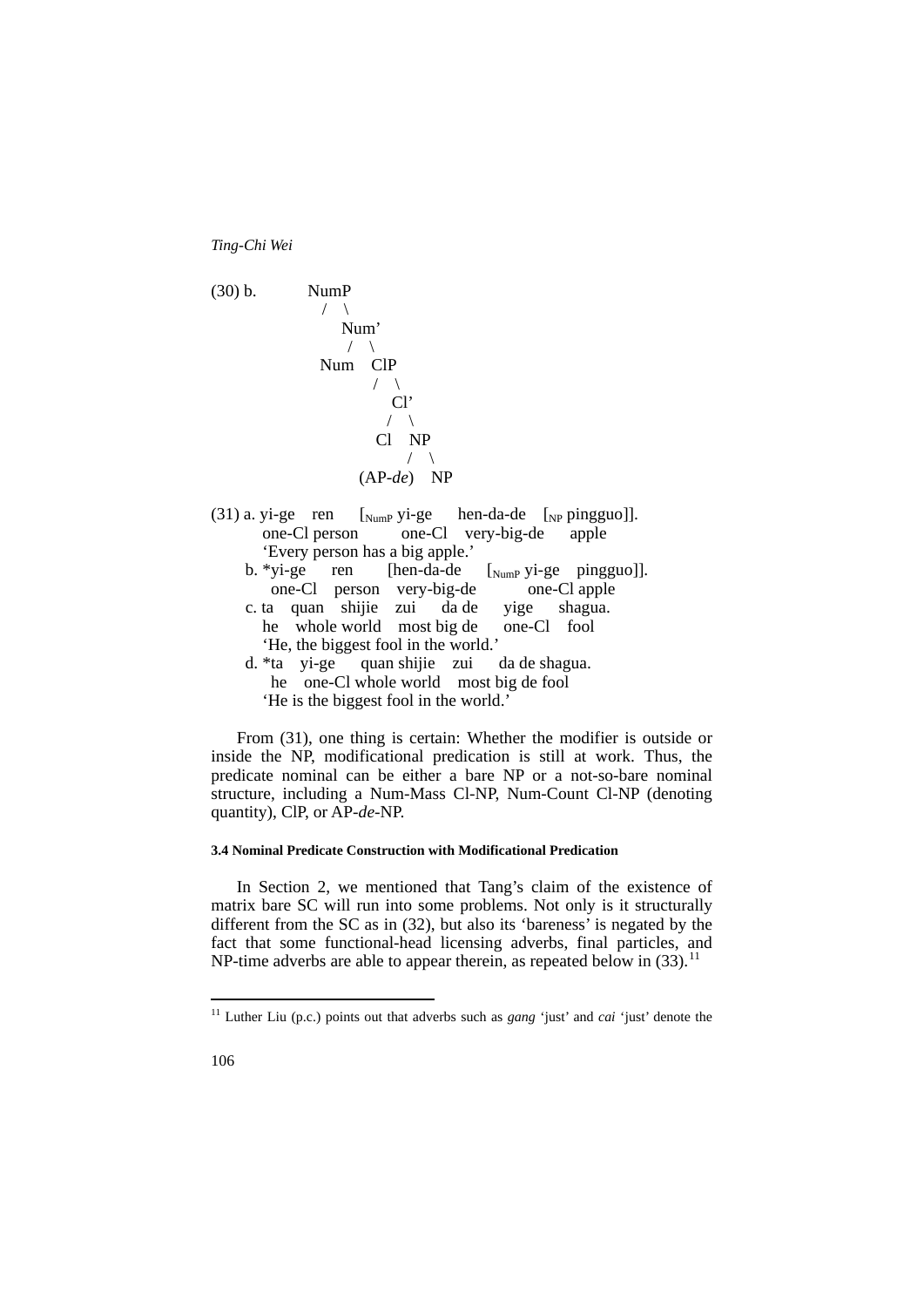(30) b.

```
          NumP
           /  \
              Num'
              /  \
           Num   ClP
                 /  \
                    Cl'
                    /  \
                  Cl    NP
                        /  \
                (AP-de)    NP
```

(31) a. yi-ge ren [$_{\text{NumP}}$ yi-ge hen-da-de [$_{\text{NP}}$ pingguo]].
one-Cl person one-Cl very-big-de apple
'Every person has a big apple.'

b. *yi-ge ren [hen-da-de [$_{\text{NumP}}$ yi-ge pingguo]].
one-Cl person very-big-de one-Cl apple

c. ta quan shijie zui da de yige shagua.
he whole world most big de one-Cl fool
'He, the biggest fool in the world.'

d. *ta yi-ge quan shijie zui da de shagua.
he one-Cl whole world most big de fool
'He is the biggest fool in the world.'

From (31), one thing is certain: Whether the modifier is outside or inside the NP, modificational predication is still at work. Thus, the predicate nominal can be either a bare NP or a not-so-bare nominal structure, including a Num-Mass Cl-NP, Num-Count Cl-NP (denoting quantity), ClP, or AP-*de*-NP.

#### 3.4 Nominal Predicate Construction with Modificational Predication

In Section 2, we mentioned that Tang's claim of the existence of matrix bare SC will run into some problems. Not only is it structurally different from the SC as in (32), but also its 'bareness' is negated by the fact that some functional-head licensing adverbs, final particles, and NP-time adverbs are able to appear therein, as repeated below in (33).[11]

[11] Luther Liu (p.c.) points out that adverbs such as *gang* 'just' and *cai* 'just' denote the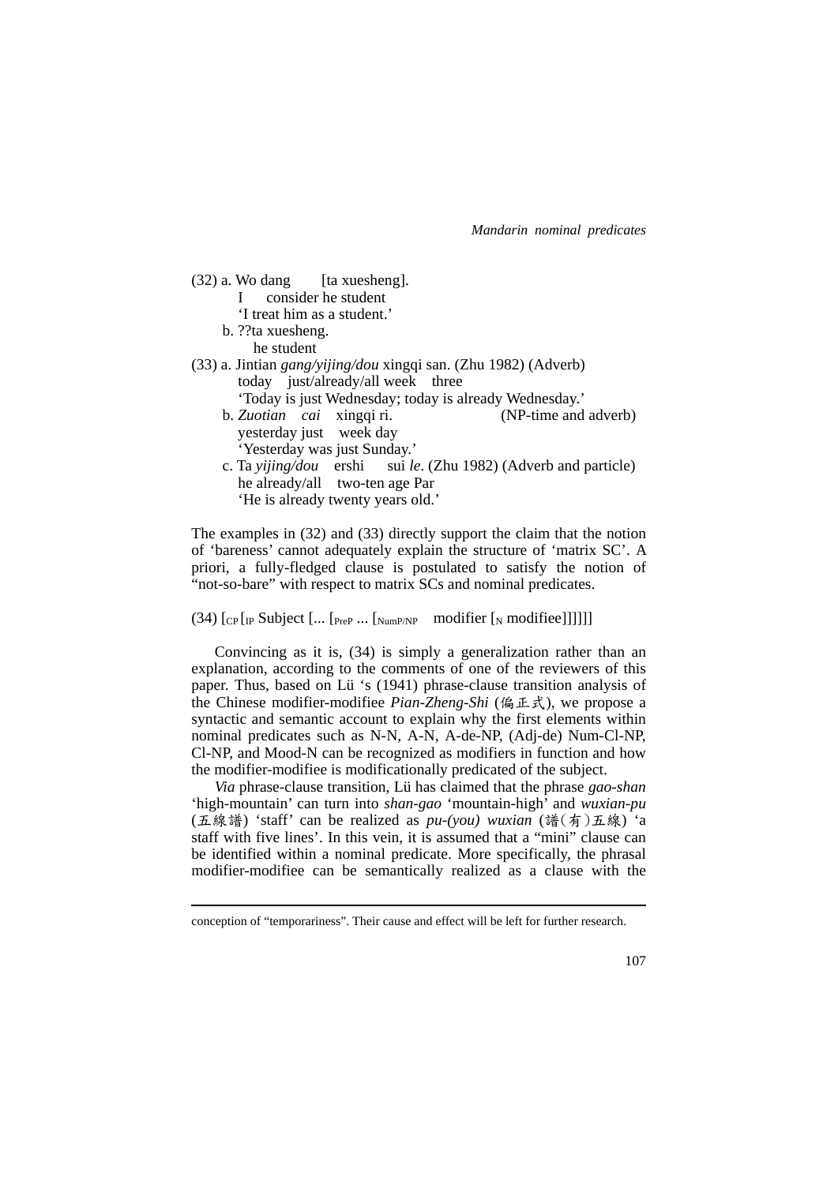(32) a. Wo dang [ta xuesheng].
I consider he student
'I treat him as a student.'
b. ??ta xuesheng.
he student

(33) a. Jintian *gang/yijing/dou* xingqi san. (Zhu 1982) (Adverb)
today just/already/all week three
'Today is just Wednesday; today is already Wednesday.'
b. *Zuotian cai* xingqi ri. (NP-time and adverb)
yesterday just week day
'Yesterday was just Sunday.'
c. Ta *yijing/dou* ershi sui *le*. (Zhu 1982) (Adverb and particle)
he already/all two-ten age Par
'He is already twenty years old.'

The examples in (32) and (33) directly support the claim that the notion of 'bareness' cannot adequately explain the structure of 'matrix SC'. A priori, a fully-fledged clause is postulated to satisfy the notion of "not-so-bare" with respect to matrix SCs and nominal predicates.

(34) $[_{CP}$ $[_{IP}$ Subject [... $[_{PreP}$ ... $[_{NumP/NP}$ modifier $[_{N}$ modifiee]]]]]]

Convincing as it is, (34) is simply a generalization rather than an explanation, according to the comments of one of the reviewers of this paper. Thus, based on Lü 's (1941) phrase-clause transition analysis of the Chinese modifier-modifiee *Pian-Zheng-Shi* (偏正式), we propose a syntactic and semantic account to explain why the first elements within nominal predicates such as N-N, A-N, A-de-NP, (Adj-de) Num-Cl-NP, Cl-NP, and Mood-N can be recognized as modifiers in function and how the modifier-modifiee is modificationally predicated of the subject.

*Via* phrase-clause transition, Lü has claimed that the phrase *gao-shan* 'high-mountain' can turn into *shan-gao* 'mountain-high' and *wuxian-pu* (五線譜) 'staff' can be realized as *pu-(you) wuxian* (譜(有)五線) 'a staff with five lines'. In this vein, it is assumed that a "mini" clause can be identified within a nominal predicate. More specifically, the phrasal modifier-modifiee can be semantically realized as a clause with the

---

conception of "temporariness". Their cause and effect will be left for further research.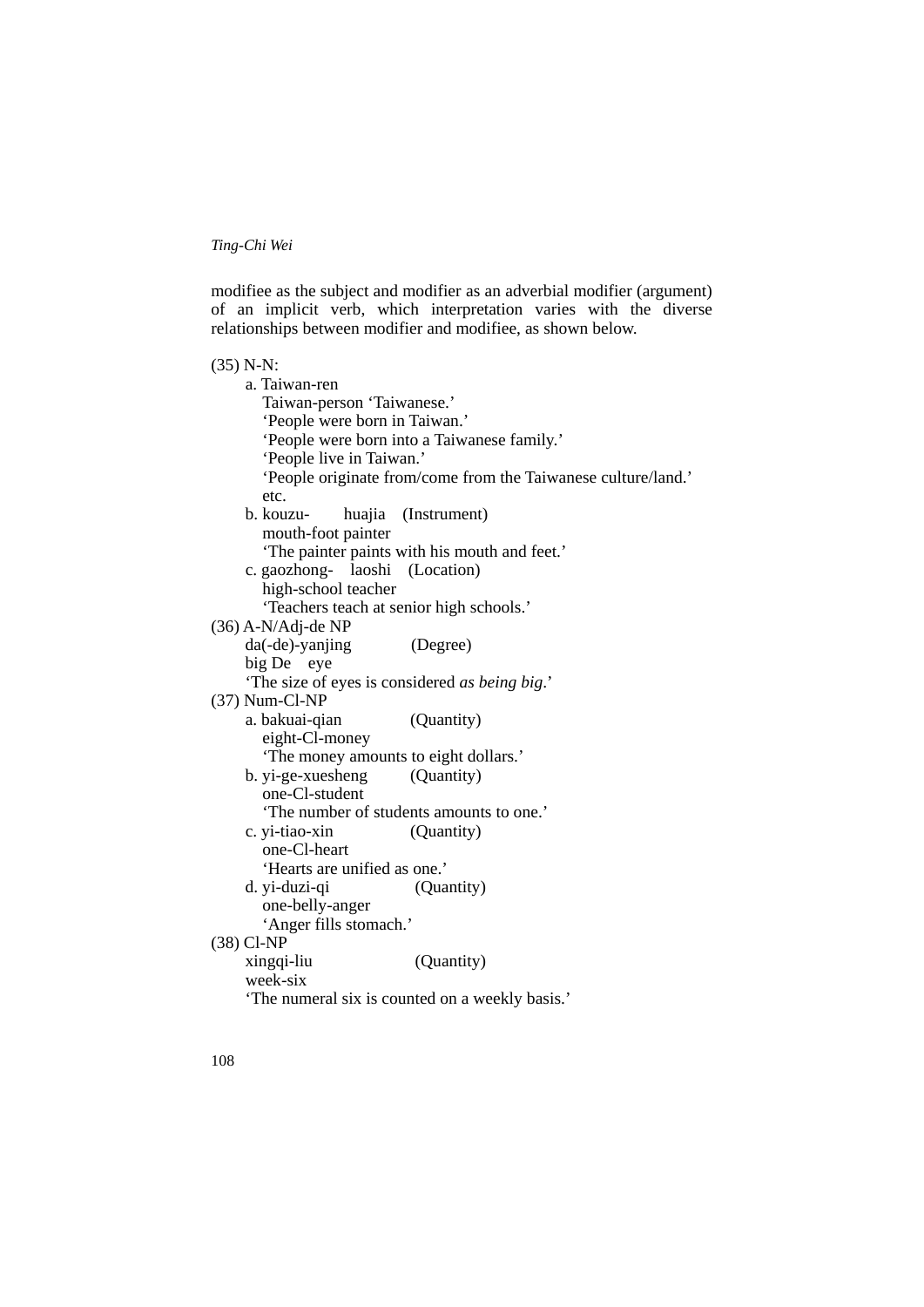modifiee as the subject and modifier as an adverbial modifier (argument) of an implicit verb, which interpretation varies with the diverse relationships between modifier and modifiee, as shown below.

(35) N-N:

a. Taiwan-ren
   Taiwan-person 'Taiwanese.'
   'People were born in Taiwan.'
   'People were born into a Taiwanese family.'
   'People live in Taiwan.'
   'People originate from/come from the Taiwanese culture/land.'
   etc.

b. kouzu- huajia (Instrument)
   mouth-foot painter
   'The painter paints with his mouth and feet.'

c. gaozhong- laoshi (Location)
   high-school teacher
   'Teachers teach at senior high schools.'

(36) A-N/Adj-de NP

da(-de)-yanjing (Degree)
big De eye
'The size of eyes is considered *as being big*.'

(37) Num-Cl-NP

a. bakuai-qian (Quantity)
   eight-Cl-money
   'The money amounts to eight dollars.'

b. yi-ge-xuesheng (Quantity)
   one-Cl-student
   'The number of students amounts to one.'

c. yi-tiao-xin (Quantity)
   one-Cl-heart
   'Hearts are unified as one.'

d. yi-duzi-qi (Quantity)
   one-belly-anger
   'Anger fills stomach.'

(38) Cl-NP

xingqi-liu (Quantity)
week-six
'The numeral six is counted on a weekly basis.'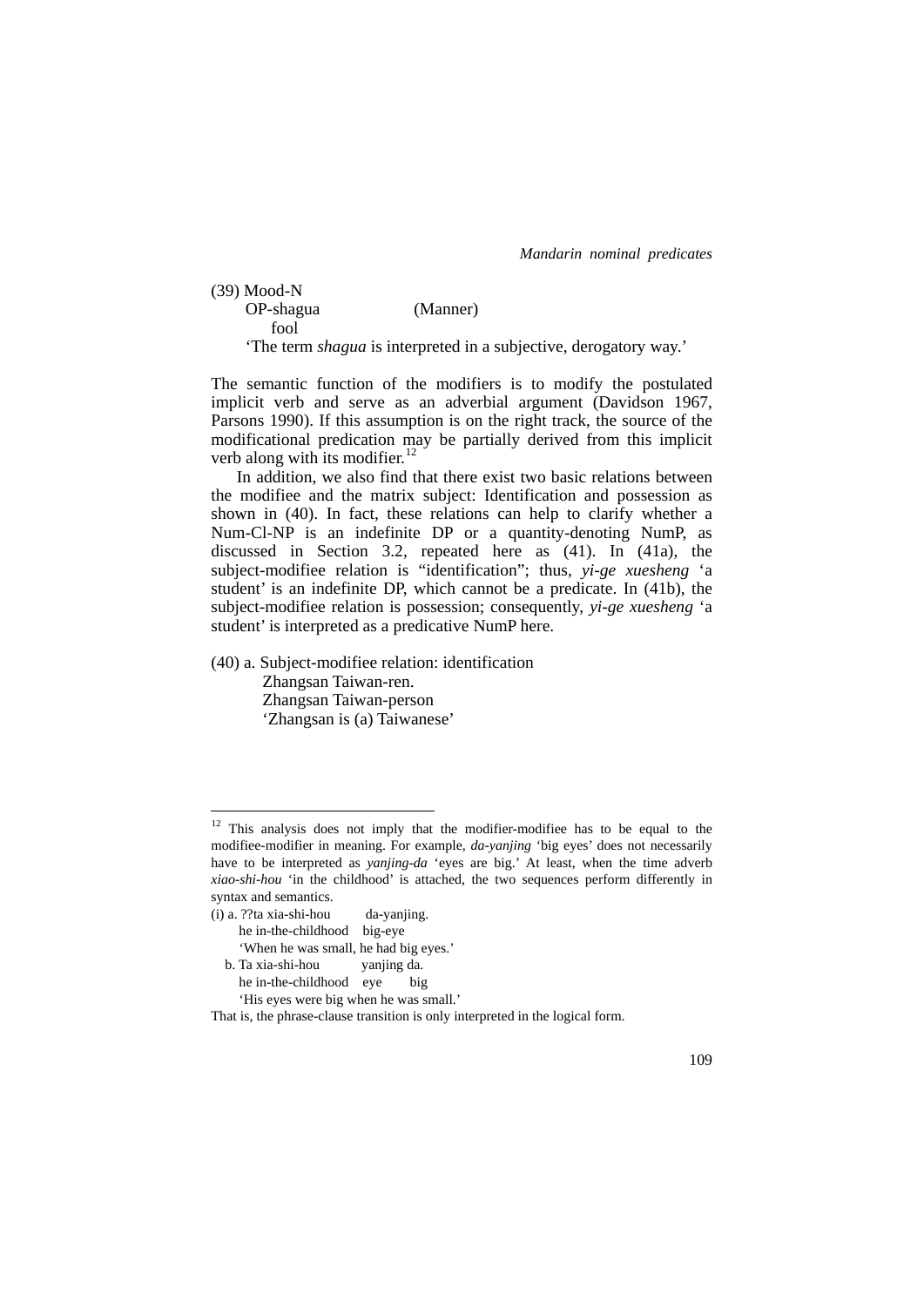(39) Mood-N
     OP-shagua                (Manner)
         fool
     'The term *shagua* is interpreted in a subjective, derogatory way.'

The semantic function of the modifiers is to modify the postulated implicit verb and serve as an adverbial argument (Davidson 1967, Parsons 1990). If this assumption is on the right track, the source of the modificational predication may be partially derived from this implicit verb along with its modifier.[12]

In addition, we also find that there exist two basic relations between the modifiee and the matrix subject: Identification and possession as shown in (40). In fact, these relations can help to clarify whether a Num-Cl-NP is an indefinite DP or a quantity-denoting NumP, as discussed in Section 3.2, repeated here as (41). In (41a), the subject-modifiee relation is "identification"; thus, *yi-ge xuesheng* 'a student' is an indefinite DP, which cannot be a predicate. In (41b), the subject-modifiee relation is possession; consequently, *yi-ge xuesheng* 'a student' is interpreted as a predicative NumP here.

(40) a. Subject-modifiee relation: identification
        Zhangsan Taiwan-ren.
        Zhangsan Taiwan-person
        'Zhangsan is (a) Taiwanese'

---

[12] This analysis does not imply that the modifier-modifiee has to be equal to the modifiee-modifier in meaning. For example, *da-yanjing* 'big eyes' does not necessarily have to be interpreted as *yanjing-da* 'eyes are big.' At least, when the time adverb *xiao-shi-hou* 'in the childhood' is attached, the two sequences perform differently in syntax and semantics.

(i) a. ??ta xia-shi-hou        da-yanjing.
       he in-the-childhood   big-eye
       'When he was small, he had big eyes.'
   b. Ta xia-shi-hou         yanjing da.
       he in-the-childhood   eye      big
       'His eyes were big when he was small.'

That is, the phrase-clause transition is only interpreted in the logical form.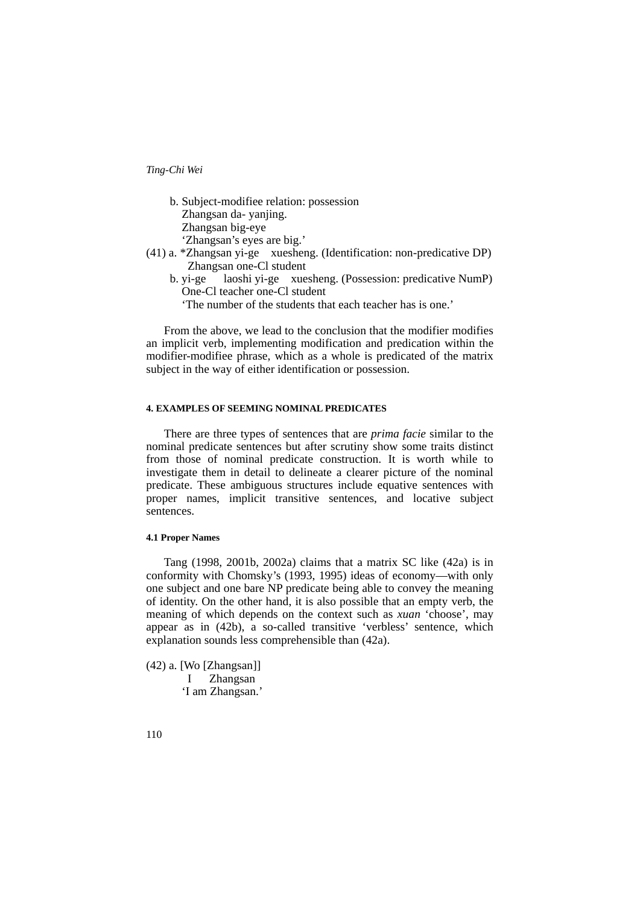b. Subject-modifiee relation: possession
   Zhangsan da- yanjing.
   Zhangsan big-eye
   'Zhangsan's eyes are big.'

(41) a. *Zhangsan yi-ge xuesheng. (Identification: non-predicative DP)
   Zhangsan one-Cl student
   b. yi-ge laoshi yi-ge xuesheng. (Possession: predicative NumP)
   One-Cl teacher one-Cl student
   'The number of the students that each teacher has is one.'

From the above, we lead to the conclusion that the modifier modifies an implicit verb, implementing modification and predication within the modifier-modifiee phrase, which as a whole is predicated of the matrix subject in the way of either identification or possession.

#### 4. EXAMPLES OF SEEMING NOMINAL PREDICATES

There are three types of sentences that are *prima facie* similar to the nominal predicate sentences but after scrutiny show some traits distinct from those of nominal predicate construction. It is worth while to investigate them in detail to delineate a clearer picture of the nominal predicate. These ambiguous structures include equative sentences with proper names, implicit transitive sentences, and locative subject sentences.

##### 4.1 Proper Names

Tang (1998, 2001b, 2002a) claims that a matrix SC like (42a) is in conformity with Chomsky's (1993, 1995) ideas of economy—with only one subject and one bare NP predicate being able to convey the meaning of identity. On the other hand, it is also possible that an empty verb, the meaning of which depends on the context such as *xuan* 'choose', may appear as in (42b), a so-called transitive 'verbless' sentence, which explanation sounds less comprehensible than (42a).

(42) a. [Wo [Zhangsan]]
   I Zhangsan
   'I am Zhangsan.'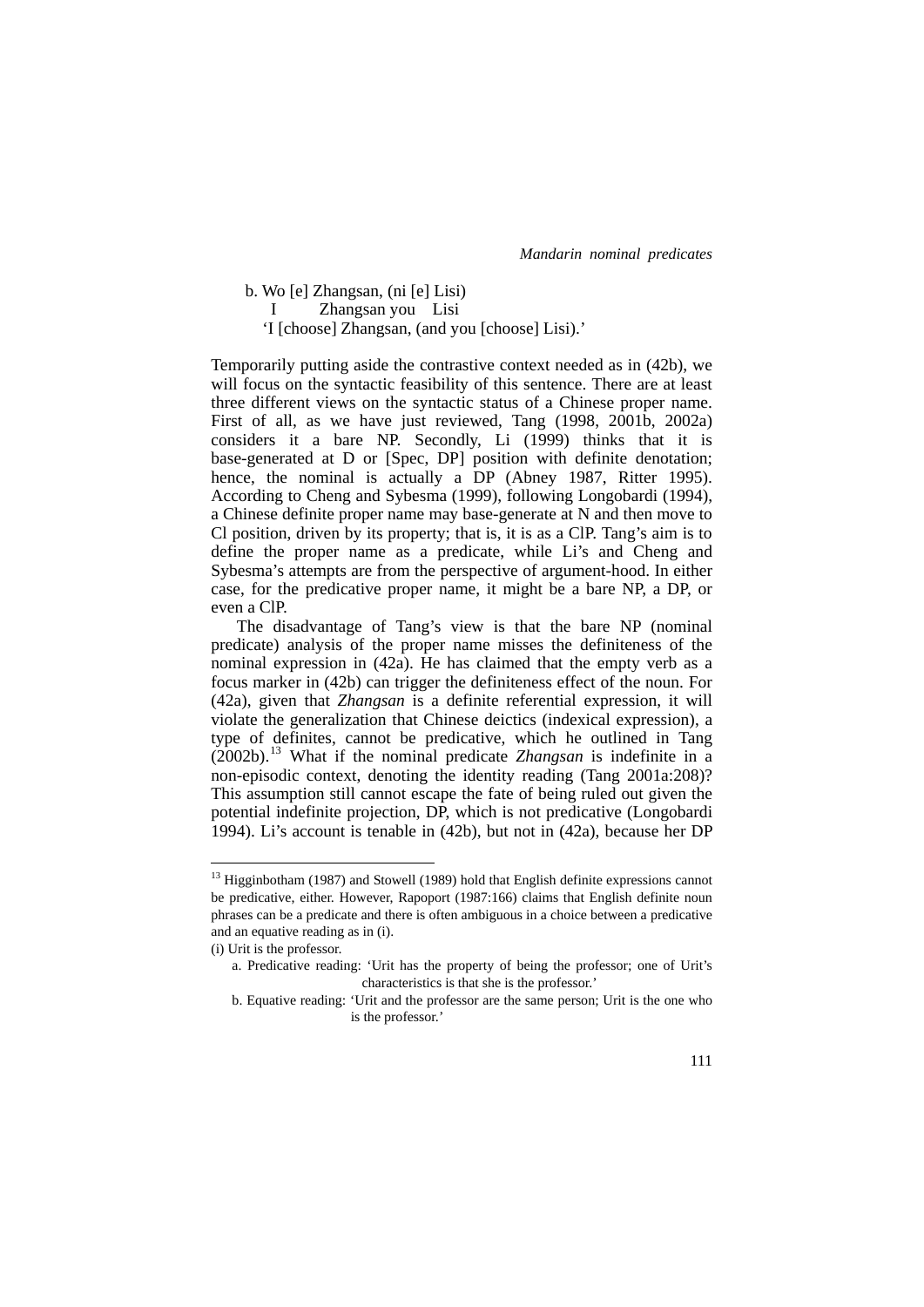b. Wo [e] Zhangsan, (ni [e] Lisi)
   I Zhangsan you Lisi
   'I [choose] Zhangsan, (and you [choose] Lisi).'

Temporarily putting aside the contrastive context needed as in (42b), we will focus on the syntactic feasibility of this sentence. There are at least three different views on the syntactic status of a Chinese proper name. First of all, as we have just reviewed, Tang (1998, 2001b, 2002a) considers it a bare NP. Secondly, Li (1999) thinks that it is base-generated at D or [Spec, DP] position with definite denotation; hence, the nominal is actually a DP (Abney 1987, Ritter 1995). According to Cheng and Sybesma (1999), following Longobardi (1994), a Chinese definite proper name may base-generate at N and then move to Cl position, driven by its property; that is, it is as a ClP. Tang's aim is to define the proper name as a predicate, while Li's and Cheng and Sybesma's attempts are from the perspective of argument-hood. In either case, for the predicative proper name, it might be a bare NP, a DP, or even a ClP.

The disadvantage of Tang's view is that the bare NP (nominal predicate) analysis of the proper name misses the definiteness of the nominal expression in (42a). He has claimed that the empty verb as a focus marker in (42b) can trigger the definiteness effect of the noun. For (42a), given that *Zhangsan* is a definite referential expression, it will violate the generalization that Chinese deictics (indexical expression), a type of definites, cannot be predicative, which he outlined in Tang (2002b).[13] What if the nominal predicate *Zhangsan* is indefinite in a non-episodic context, denoting the identity reading (Tang 2001a:208)? This assumption still cannot escape the fate of being ruled out given the potential indefinite projection, DP, which is not predicative (Longobardi 1994). Li's account is tenable in (42b), but not in (42a), because her DP

---

[13] Higginbotham (1987) and Stowell (1989) hold that English definite expressions cannot be predicative, either. However, Rapoport (1987:166) claims that English definite noun phrases can be a predicate and there is often ambiguous in a choice between a predicative and an equative reading as in (i).

(i) Urit is the professor.

a. Predicative reading: 'Urit has the property of being the professor; one of Urit's characteristics is that she is the professor.'

b. Equative reading: 'Urit and the professor are the same person; Urit is the one who is the professor.'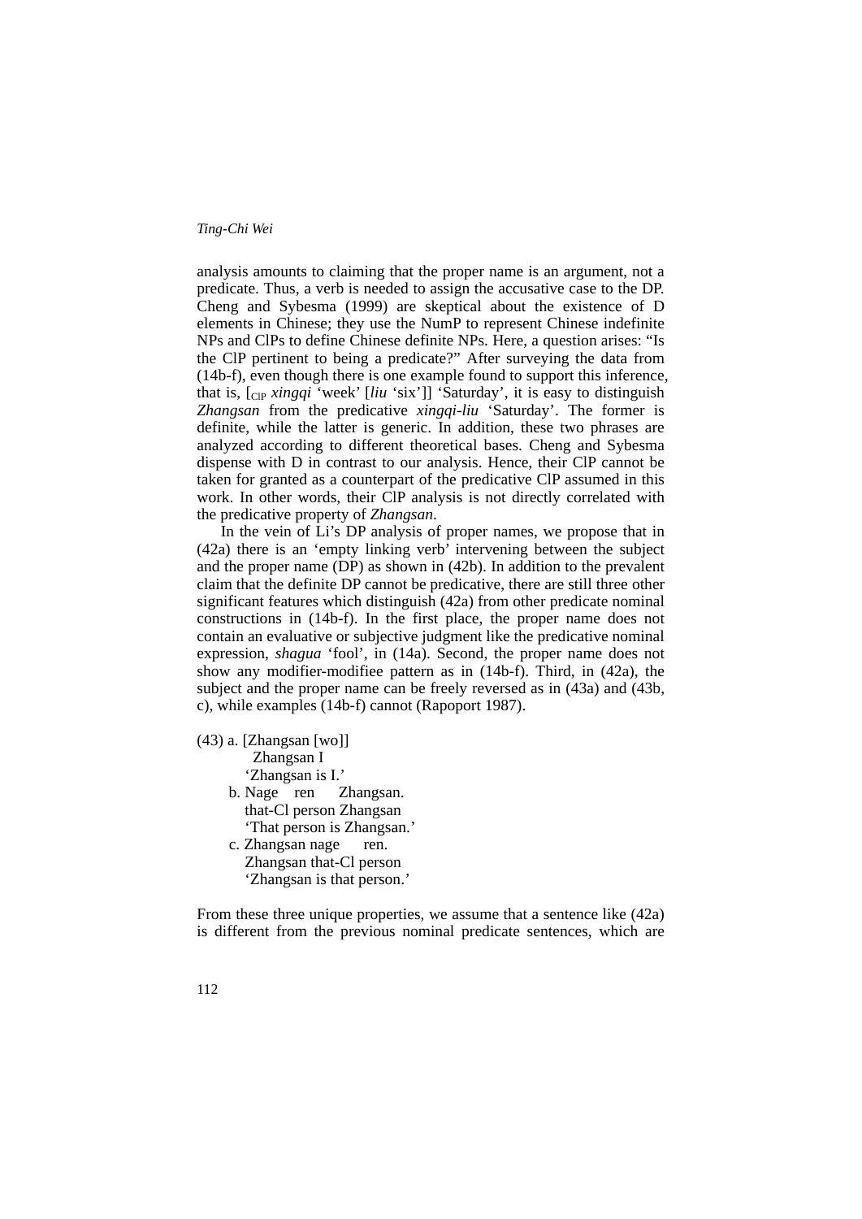analysis amounts to claiming that the proper name is an argument, not a predicate. Thus, a verb is needed to assign the accusative case to the DP. Cheng and Sybesma (1999) are skeptical about the existence of D elements in Chinese; they use the NumP to represent Chinese indefinite NPs and ClPs to define Chinese definite NPs. Here, a question arises: "Is the ClP pertinent to being a predicate?" After surveying the data from (14b-f), even though there is one example found to support this inference, that is, [$_{\text{ClP}}$ *xingqi* 'week' [*liu* 'six']] 'Saturday', it is easy to distinguish *Zhangsan* from the predicative *xingqi-liu* 'Saturday'. The former is definite, while the latter is generic. In addition, these two phrases are analyzed according to different theoretical bases. Cheng and Sybesma dispense with D in contrast to our analysis. Hence, their ClP cannot be taken for granted as a counterpart of the predicative ClP assumed in this work. In other words, their ClP analysis is not directly correlated with the predicative property of *Zhangsan*.

In the vein of Li's DP analysis of proper names, we propose that in (42a) there is an 'empty linking verb' intervening between the subject and the proper name (DP) as shown in (42b). In addition to the prevalent claim that the definite DP cannot be predicative, there are still three other significant features which distinguish (42a) from other predicate nominal constructions in (14b-f). In the first place, the proper name does not contain an evaluative or subjective judgment like the predicative nominal expression, *shagua* 'fool', in (14a). Second, the proper name does not show any modifier-modifiee pattern as in (14b-f). Third, in (42a), the subject and the proper name can be freely reversed as in (43a) and (43b, c), while examples (14b-f) cannot (Rapoport 1987).

(43) a. [Zhangsan [wo]]
   Zhangsan I
   'Zhangsan is I.'

b. Nage ren Zhangsan.
   that-Cl person Zhangsan
   'That person is Zhangsan.'

c. Zhangsan nage ren.
   Zhangsan that-Cl person
   'Zhangsan is that person.'

From these three unique properties, we assume that a sentence like (42a) is different from the previous nominal predicate sentences, which are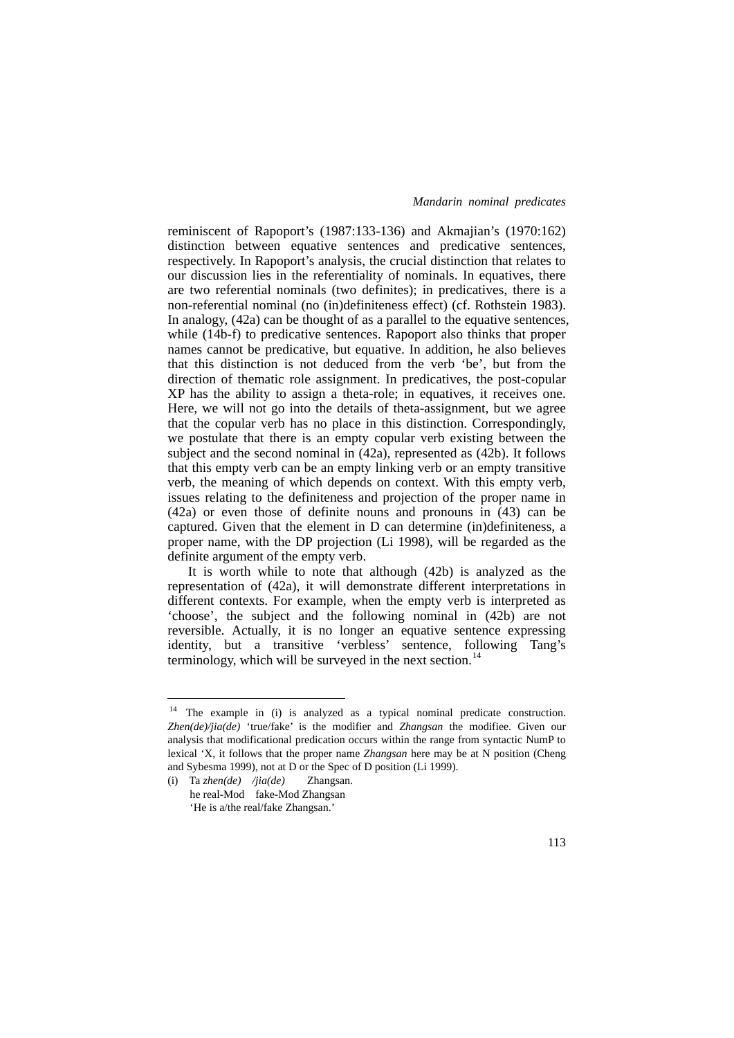reminiscent of Rapoport's (1987:133-136) and Akmajian's (1970:162) distinction between equative sentences and predicative sentences, respectively. In Rapoport's analysis, the crucial distinction that relates to our discussion lies in the referentiality of nominals. In equatives, there are two referential nominals (two definites); in predicatives, there is a non-referential nominal (no (in)definiteness effect) (cf. Rothstein 1983). In analogy, (42a) can be thought of as a parallel to the equative sentences, while (14b-f) to predicative sentences. Rapoport also thinks that proper names cannot be predicative, but equative. In addition, he also believes that this distinction is not deduced from the verb 'be', but from the direction of thematic role assignment. In predicatives, the post-copular XP has the ability to assign a theta-role; in equatives, it receives one. Here, we will not go into the details of theta-assignment, but we agree that the copular verb has no place in this distinction. Correspondingly, we postulate that there is an empty copular verb existing between the subject and the second nominal in (42a), represented as (42b). It follows that this empty verb can be an empty linking verb or an empty transitive verb, the meaning of which depends on context. With this empty verb, issues relating to the definiteness and projection of the proper name in (42a) or even those of definite nouns and pronouns in (43) can be captured. Given that the element in D can determine (in)definiteness, a proper name, with the DP projection (Li 1998), will be regarded as the definite argument of the empty verb.

It is worth while to note that although (42b) is analyzed as the representation of (42a), it will demonstrate different interpretations in different contexts. For example, when the empty verb is interpreted as 'choose', the subject and the following nominal in (42b) are not reversible. Actually, it is no longer an equative sentence expressing identity, but a transitive 'verbless' sentence, following Tang's terminology, which will be surveyed in the next section.[14]

---

[14] The example in (i) is analyzed as a typical nominal predicate construction. *Zhen(de)/jia(de)* 'true/fake' is the modifier and *Zhangsan* the modifiee. Given our analysis that modificational predication occurs within the range from syntactic NumP to lexical 'X, it follows that the proper name *Zhangsan* here may be at N position (Cheng and Sybesma 1999), not at D or the Spec of D position (Li 1999).

(i) Ta *zhen(de)* /*jia(de)* Zhangsan.
he real-Mod fake-Mod Zhangsan
'He is a/the real/fake Zhangsan.'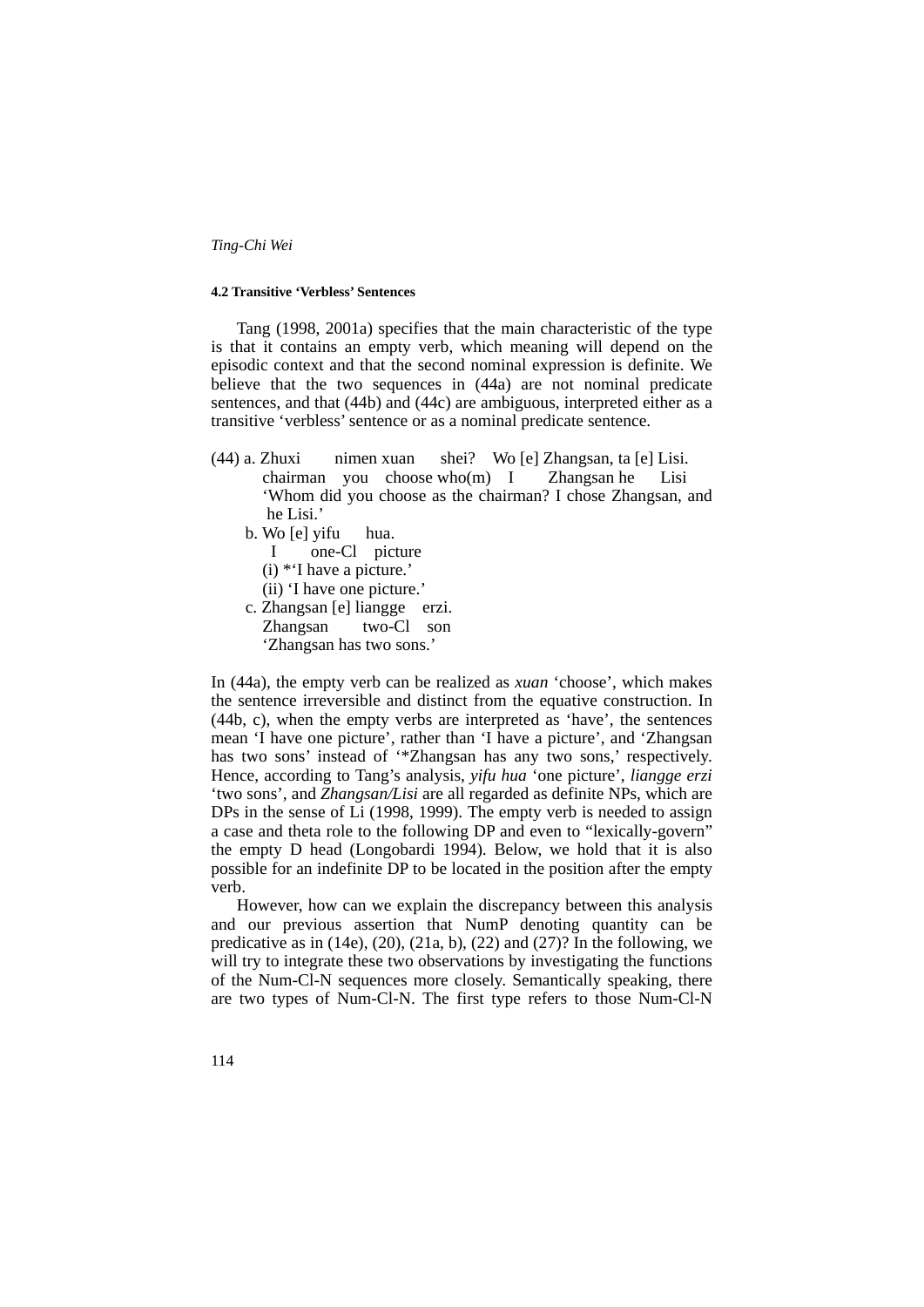#### 4.2 Transitive 'Verbless' Sentences

Tang (1998, 2001a) specifies that the main characteristic of the type is that it contains an empty verb, which meaning will depend on the episodic context and that the second nominal expression is definite. We believe that the two sequences in (44a) are not nominal predicate sentences, and that (44b) and (44c) are ambiguous, interpreted either as a transitive 'verbless' sentence or as a nominal predicate sentence.

(44) a. Zhuxi nimen xuan shei? Wo [e] Zhangsan, ta [e] Lisi.
chairman you choose who(m) I Zhangsan he Lisi
'Whom did you choose as the chairman? I chose Zhangsan, and he Lisi.'

b. Wo [e] yifu hua.
I one-Cl picture
(i) *'I have a picture.'
(ii) 'I have one picture.'

c. Zhangsan [e] liangge erzi.
Zhangsan two-Cl son
'Zhangsan has two sons.'

In (44a), the empty verb can be realized as *xuan* 'choose', which makes the sentence irreversible and distinct from the equative construction. In (44b, c), when the empty verbs are interpreted as 'have', the sentences mean 'I have one picture', rather than 'I have a picture', and 'Zhangsan has two sons' instead of '*Zhangsan has any two sons,' respectively. Hence, according to Tang's analysis, *yifu hua* 'one picture', *liangge erzi* 'two sons', and *Zhangsan/Lisi* are all regarded as definite NPs, which are DPs in the sense of Li (1998, 1999). The empty verb is needed to assign a case and theta role to the following DP and even to "lexically-govern" the empty D head (Longobardi 1994). Below, we hold that it is also possible for an indefinite DP to be located in the position after the empty verb.

However, how can we explain the discrepancy between this analysis and our previous assertion that NumP denoting quantity can be predicative as in (14e), (20), (21a, b), (22) and (27)? In the following, we will try to integrate these two observations by investigating the functions of the Num-Cl-N sequences more closely. Semantically speaking, there are two types of Num-Cl-N. The first type refers to those Num-Cl-N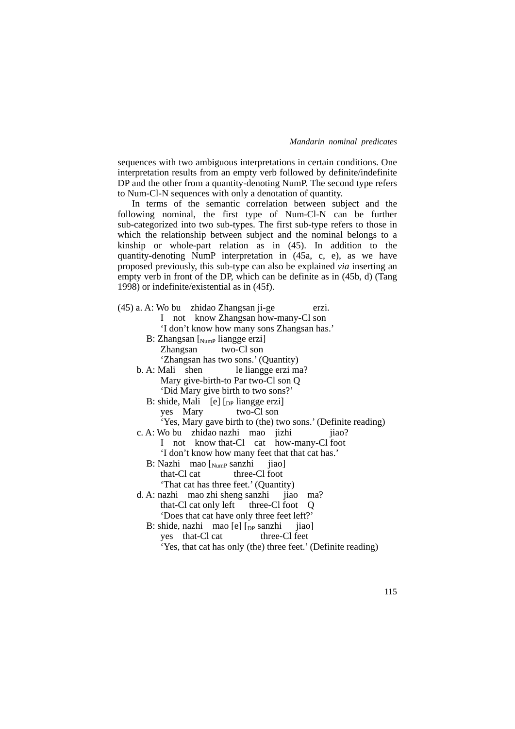sequences with two ambiguous interpretations in certain conditions. One interpretation results from an empty verb followed by definite/indefinite DP and the other from a quantity-denoting NumP. The second type refers to Num-Cl-N sequences with only a denotation of quantity.

In terms of the semantic correlation between subject and the following nominal, the first type of Num-Cl-N can be further sub-categorized into two sub-types. The first sub-type refers to those in which the relationship between subject and the nominal belongs to a kinship or whole-part relation as in (45). In addition to the quantity-denoting NumP interpretation in (45a, c, e), as we have proposed previously, this sub-type can also be explained *via* inserting an empty verb in front of the DP, which can be definite as in (45b, d) (Tang 1998) or indefinite/existential as in (45f).

(45) a. A: Wo bu zhidao Zhangsan ji-ge erzi.
I not know Zhangsan how-many-Cl son
'I don't know how many sons Zhangsan has.'
B: Zhangsan [$_{NumP}$ liangge erzi]
Zhangsan two-Cl son
'Zhangsan has two sons.' (Quantity)
b. A: Mali shen le liangge erzi ma?
Mary give-birth-to Par two-Cl son Q
'Did Mary give birth to two sons?'
B: shide, Mali [e] [$_{DP}$ liangge erzi]
yes Mary two-Cl son
'Yes, Mary gave birth to (the) two sons.' (Definite reading)
c. A: Wo bu zhidao nazhi mao jizhi jiao?
I not know that-Cl cat how-many-Cl foot
'I don't know how many feet that that cat has.'
B: Nazhi mao [$_{NumP}$ sanzhi jiao]
that-Cl cat three-Cl foot
'That cat has three feet.' (Quantity)
d. A: nazhi mao zhi sheng sanzhi jiao ma?
that-Cl cat only left three-Cl foot Q
'Does that cat have only three feet left?'
B: shide, nazhi mao [e] [$_{DP}$ sanzhi jiao]
yes that-Cl cat three-Cl feet
'Yes, that cat has only (the) three feet.' (Definite reading)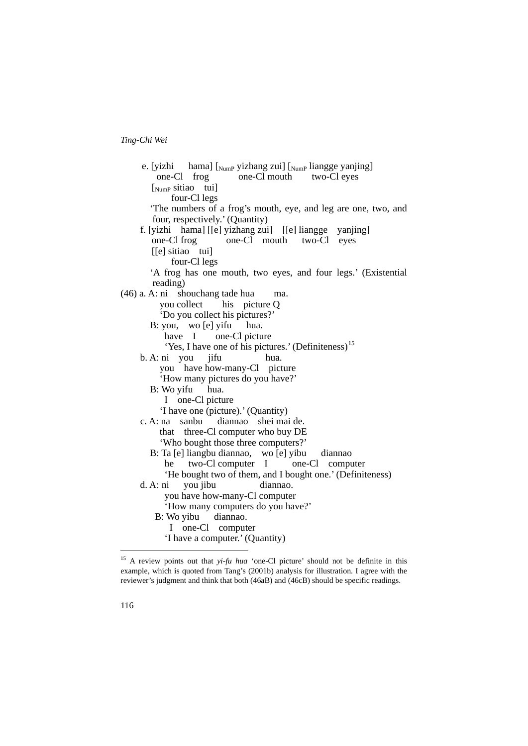e. [yizhi hama] [$_{\text{NumP}}$ yizhang zui] [$_{\text{NumP}}$ liangge yanjing]
   one-Cl frog one-Cl mouth two-Cl eyes
   [$_{\text{NumP}}$ sitiao tui]
   four-Cl legs
   'The numbers of a frog's mouth, eye, and leg are one, two, and four, respectively.' (Quantity)

f. [yizhi hama] [[e] yizhang zui] [[e] liangge yanjing]
   one-Cl frog one-Cl mouth two-Cl eyes
   [[e] sitiao tui]
   four-Cl legs
   'A frog has one mouth, two eyes, and four legs.' (Existential reading)

(46) a. A: ni shouchang tade hua ma.
   you collect his picture Q
   'Do you collect his pictures?'
   B: you, wo [e] yifu hua.
   have I one-Cl picture
   'Yes, I have one of his pictures.' (Definiteness)[15]

b. A: ni you jifu hua.
   you have how-many-Cl picture
   'How many pictures do you have?'
   B: Wo yifu hua.
   I one-Cl picture
   'I have one (picture).' (Quantity)

c. A: na sanbu diannao shei mai de.
   that three-Cl computer who buy DE
   'Who bought those three computers?'
   B: Ta [e] liangbu diannao, wo [e] yibu diannao
   he two-Cl computer I one-Cl computer
   'He bought two of them, and I bought one.' (Definiteness)

d. A: ni you jibu diannao.
   you have how-many-Cl computer
   'How many computers do you have?'
   B: Wo yibu diannao.
   I one-Cl computer
   'I have a computer.' (Quantity)

---

[15] A review points out that *yi-fu hua* 'one-Cl picture' should not be definite in this example, which is quoted from Tang's (2001b) analysis for illustration. I agree with the reviewer's judgment and think that both (46aB) and (46cB) should be specific readings.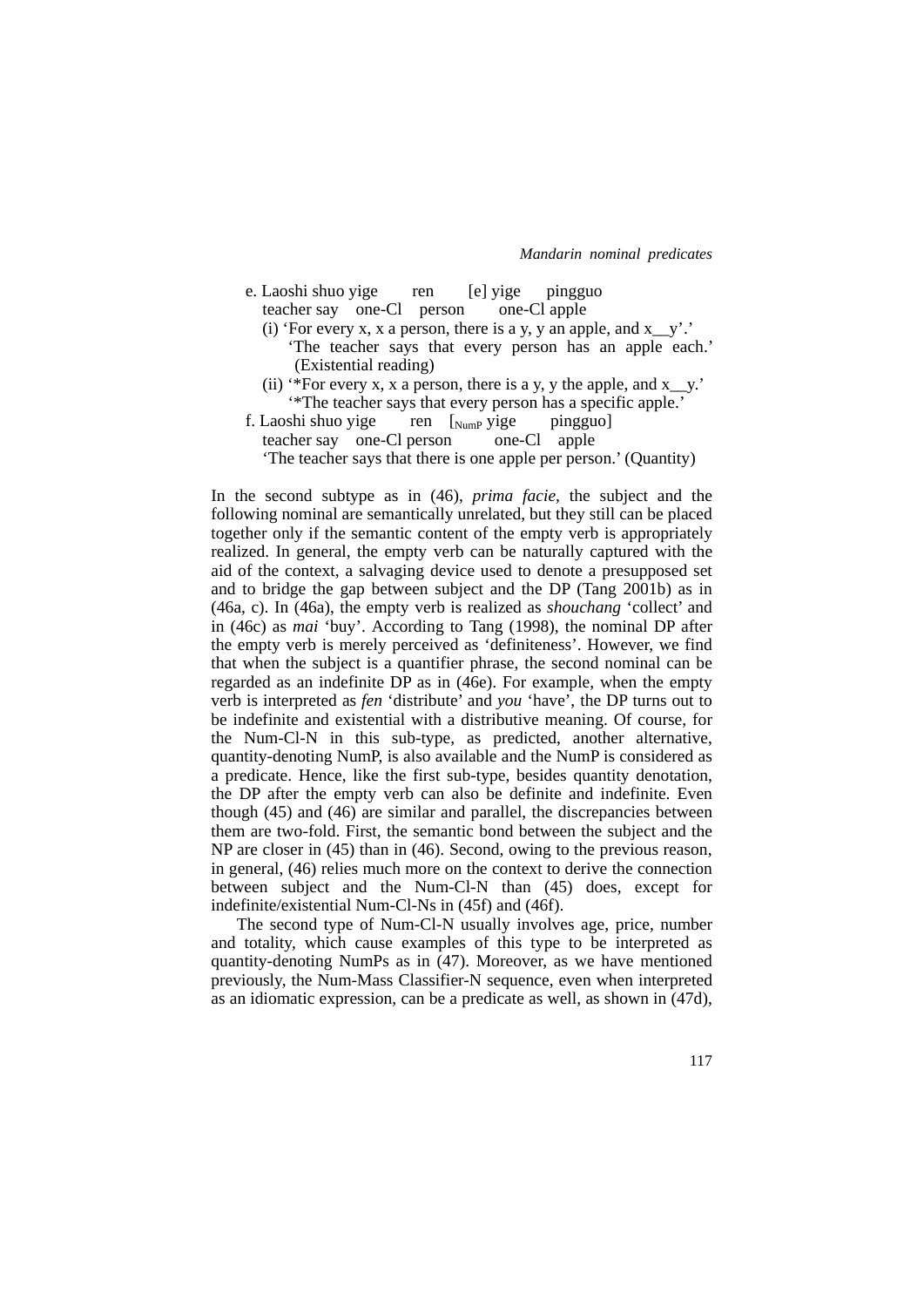e. Laoshi shuo yige ren [e] yige pingguo
   teacher say one-Cl person one-Cl apple
   (i) 'For every x, x a person, there is a y, y an apple, and x__y'.'
   'The teacher says that every person has an apple each.' (Existential reading)
   (ii) '*For every x, x a person, there is a y, y the apple, and x__y.'
   '*The teacher says that every person has a specific apple.'

f. Laoshi shuo yige ren [$_{NumP}$ yige pingguo]
   teacher say one-Cl person one-Cl apple
   'The teacher says that there is one apple per person.' (Quantity)

In the second subtype as in (46), *prima facie*, the subject and the following nominal are semantically unrelated, but they still can be placed together only if the semantic content of the empty verb is appropriately realized. In general, the empty verb can be naturally captured with the aid of the context, a salvaging device used to denote a presupposed set and to bridge the gap between subject and the DP (Tang 2001b) as in (46a, c). In (46a), the empty verb is realized as *shouchang* 'collect' and in (46c) as *mai* 'buy'. According to Tang (1998), the nominal DP after the empty verb is merely perceived as 'definiteness'. However, we find that when the subject is a quantifier phrase, the second nominal can be regarded as an indefinite DP as in (46e). For example, when the empty verb is interpreted as *fen* 'distribute' and *you* 'have', the DP turns out to be indefinite and existential with a distributive meaning. Of course, for the Num-Cl-N in this sub-type, as predicted, another alternative, quantity-denoting NumP, is also available and the NumP is considered as a predicate. Hence, like the first sub-type, besides quantity denotation, the DP after the empty verb can also be definite and indefinite. Even though (45) and (46) are similar and parallel, the discrepancies between them are two-fold. First, the semantic bond between the subject and the NP are closer in (45) than in (46). Second, owing to the previous reason, in general, (46) relies much more on the context to derive the connection between subject and the Num-Cl-N than (45) does, except for indefinite/existential Num-Cl-Ns in (45f) and (46f).

The second type of Num-Cl-N usually involves age, price, number and totality, which cause examples of this type to be interpreted as quantity-denoting NumPs as in (47). Moreover, as we have mentioned previously, the Num-Mass Classifier-N sequence, even when interpreted as an idiomatic expression, can be a predicate as well, as shown in (47d),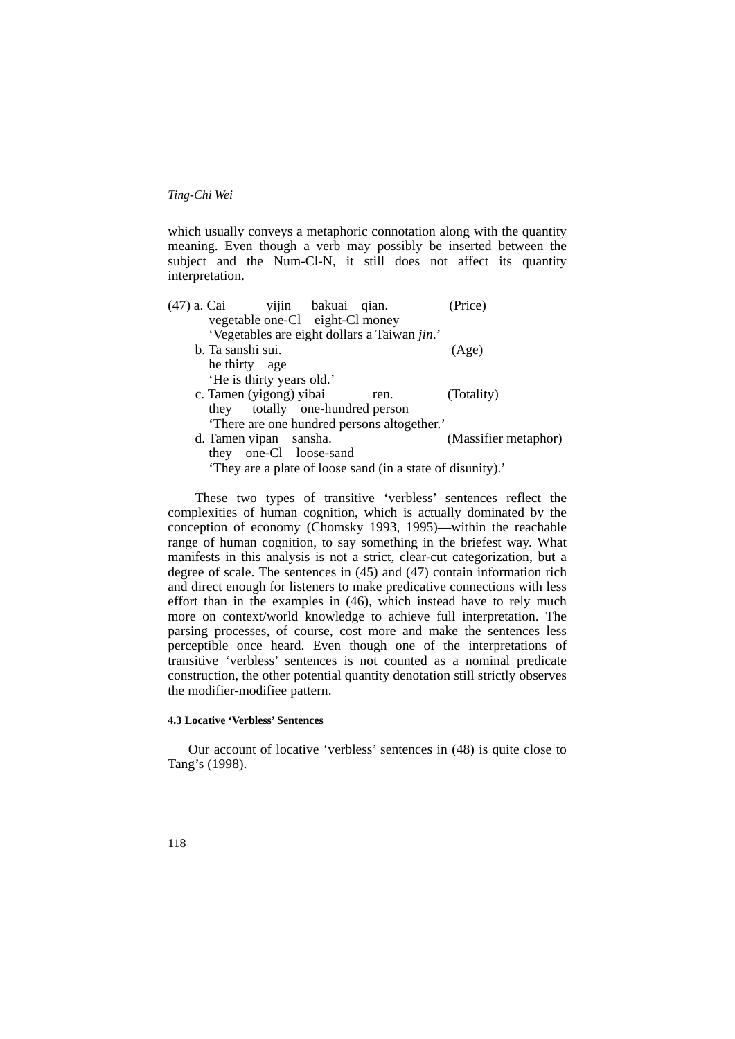which usually conveys a metaphoric connotation along with the quantity meaning. Even though a verb may possibly be inserted between the subject and the Num-Cl-N, it still does not affect its quantity interpretation.

(47) a. Cai yijin bakuai qian. (Price)
vegetable one-Cl eight-Cl money
'Vegetables are eight dollars a Taiwan *jin*.'

b. Ta sanshi sui. (Age)
he thirty age
'He is thirty years old.'

c. Tamen (yigong) yibai ren. (Totality)
they totally one-hundred person
'There are one hundred persons altogether.'

d. Tamen yipan sansha. (Massifier metaphor)
they one-Cl loose-sand
'They are a plate of loose sand (in a state of disunity).'

These two types of transitive 'verbless' sentences reflect the complexities of human cognition, which is actually dominated by the conception of economy (Chomsky 1993, 1995)—within the reachable range of human cognition, to say something in the briefest way. What manifests in this analysis is not a strict, clear-cut categorization, but a degree of scale. The sentences in (45) and (47) contain information rich and direct enough for listeners to make predicative connections with less effort than in the examples in (46), which instead have to rely much more on context/world knowledge to achieve full interpretation. The parsing processes, of course, cost more and make the sentences less perceptible once heard. Even though one of the interpretations of transitive 'verbless' sentences is not counted as a nominal predicate construction, the other potential quantity denotation still strictly observes the modifier-modifiee pattern.

#### 4.3 Locative 'Verbless' Sentences

Our account of locative 'verbless' sentences in (48) is quite close to Tang's (1998).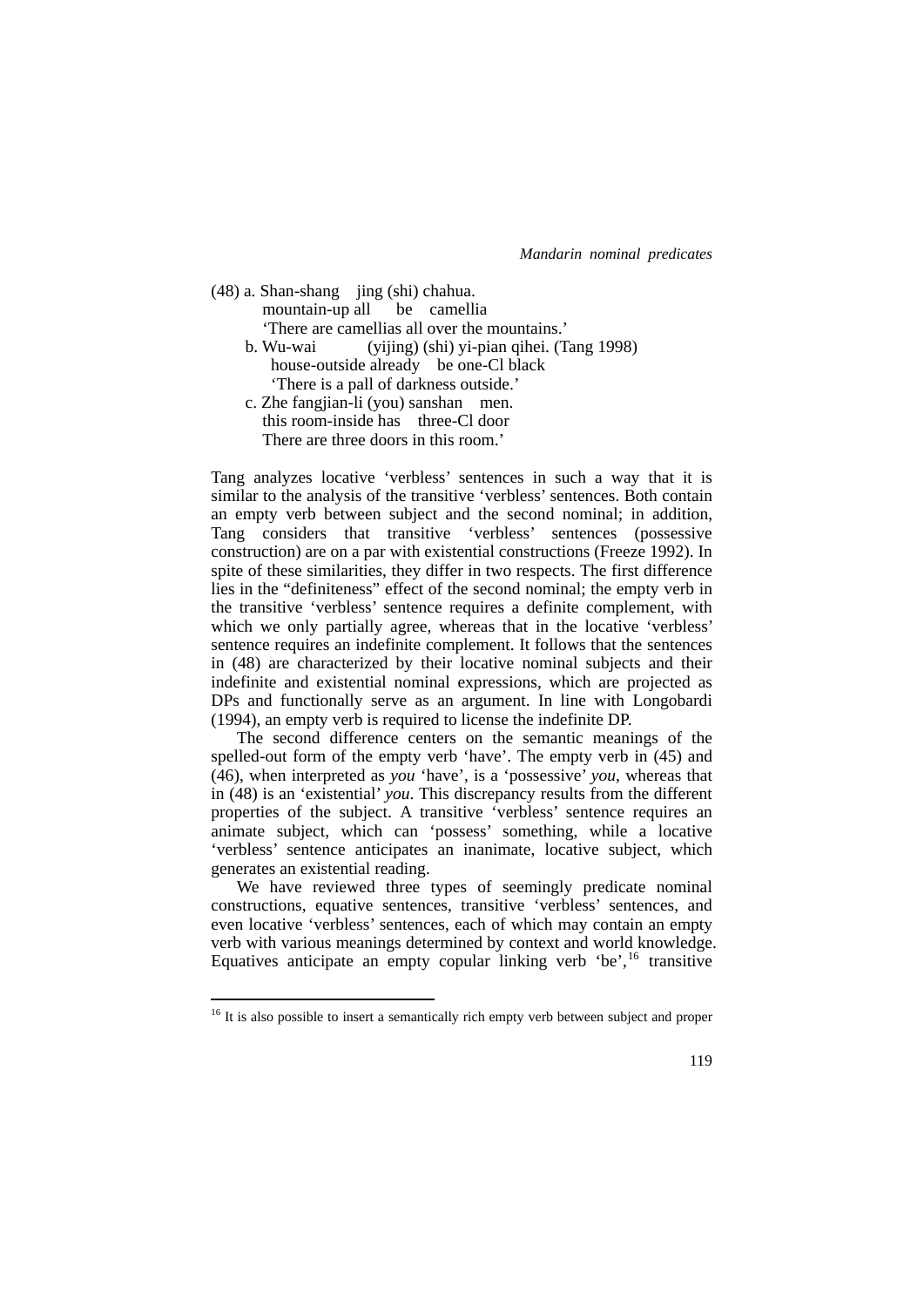(48) a. Shan-shang jing (shi) chahua.  
mountain-up all be camellia  
'There are camellias all over the mountains.'

b. Wu-wai (yijing) (shi) yi-pian qihei. (Tang 1998)  
house-outside already be one-Cl black  
'There is a pall of darkness outside.'

c. Zhe fangjian-li (you) sanshan men.  
this room-inside has three-Cl door  
There are three doors in this room.'

Tang analyzes locative 'verbless' sentences in such a way that it is similar to the analysis of the transitive 'verbless' sentences. Both contain an empty verb between subject and the second nominal; in addition, Tang considers that transitive 'verbless' sentences (possessive construction) are on a par with existential constructions (Freeze 1992). In spite of these similarities, they differ in two respects. The first difference lies in the "definiteness" effect of the second nominal; the empty verb in the transitive 'verbless' sentence requires a definite complement, with which we only partially agree, whereas that in the locative 'verbless' sentence requires an indefinite complement. It follows that the sentences in (48) are characterized by their locative nominal subjects and their indefinite and existential nominal expressions, which are projected as DPs and functionally serve as an argument. In line with Longobardi (1994), an empty verb is required to license the indefinite DP.

The second difference centers on the semantic meanings of the spelled-out form of the empty verb 'have'. The empty verb in (45) and (46), when interpreted as *you* 'have', is a 'possessive' *you*, whereas that in (48) is an 'existential' *you*. This discrepancy results from the different properties of the subject. A transitive 'verbless' sentence requires an animate subject, which can 'possess' something, while a locative 'verbless' sentence anticipates an inanimate, locative subject, which generates an existential reading.

We have reviewed three types of seemingly predicate nominal constructions, equative sentences, transitive 'verbless' sentences, and even locative 'verbless' sentences, each of which may contain an empty verb with various meanings determined by context and world knowledge. Equatives anticipate an empty copular linking verb 'be',[16] transitive

[16] It is also possible to insert a semantically rich empty verb between subject and proper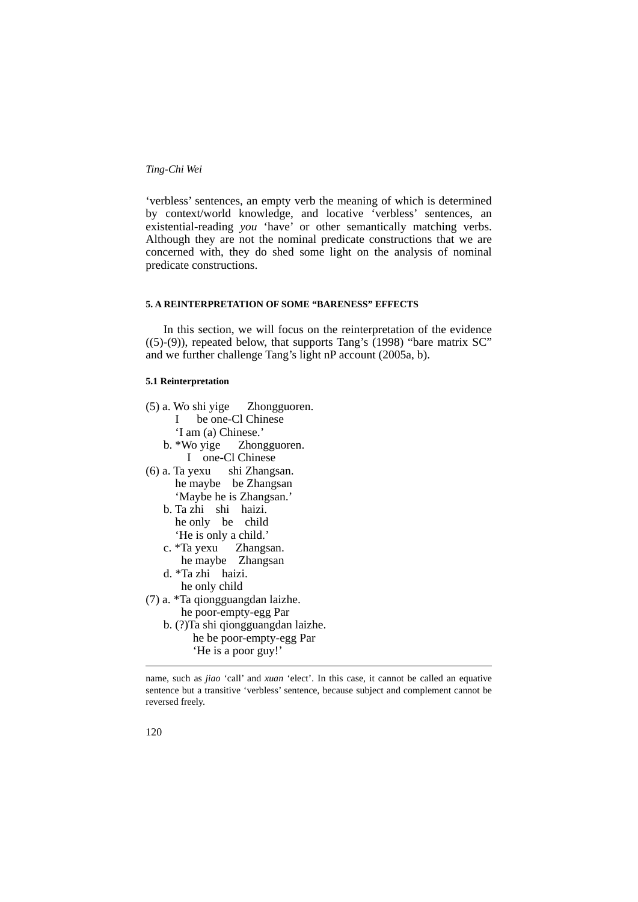'verbless' sentences, an empty verb the meaning of which is determined by context/world knowledge, and locative 'verbless' sentences, an existential-reading *you* 'have' or other semantically matching verbs. Although they are not the nominal predicate constructions that we are concerned with, they do shed some light on the analysis of nominal predicate constructions.

##### 5. A REINTERPRETATION OF SOME "BARENESS" EFFECTS

In this section, we will focus on the reinterpretation of the evidence ((5)-(9)), repeated below, that supports Tang's (1998) "bare matrix SC" and we further challenge Tang's light nP account (2005a, b).

###### 5.1 Reinterpretation

(5) a. Wo shi yige Zhongguoren.
    I be one-Cl Chinese
    'I am (a) Chinese.'
  b. *Wo yige Zhongguoren.
    I one-Cl Chinese
(6) a. Ta yexu shi Zhangsan.
    he maybe be Zhangsan
    'Maybe he is Zhangsan.'
  b. Ta zhi shi haizi.
    he only be child
    'He is only a child.'
  c. *Ta yexu Zhangsan.
    he maybe Zhangsan
  d. *Ta zhi haizi.
    he only child
(7) a. *Ta qiongguangdan laizhe.
    he poor-empty-egg Par
  b. (?)Ta shi qiongguangdan laizhe.
    he be poor-empty-egg Par
    'He is a poor guy!'

---

name, such as *jiao* 'call' and *xuan* 'elect'. In this case, it cannot be called an equative sentence but a transitive 'verbless' sentence, because subject and complement cannot be reversed freely.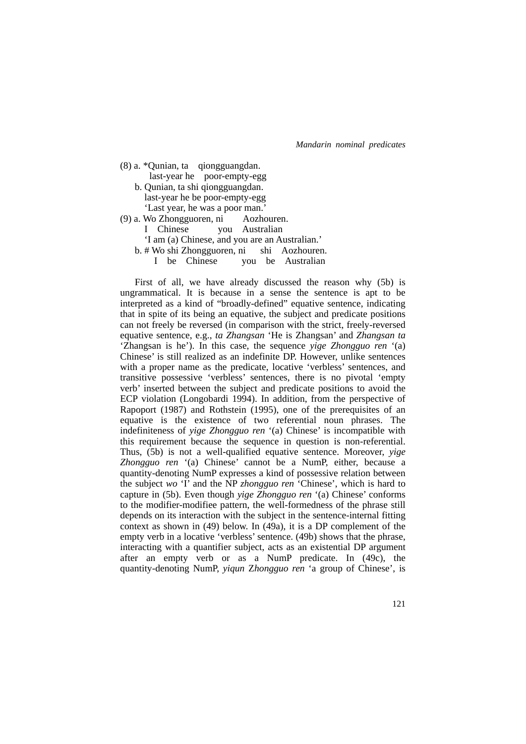(8) a. *Qunian, ta qiongguangdan.
    last-year he poor-empty-egg
  b. Qunian, ta shi qiongguangdan.
    last-year he be poor-empty-egg
    'Last year, he was a poor man.'

(9) a. Wo Zhongguoren, ni Aozhouren.
    I Chinese you Australian
    'I am (a) Chinese, and you are an Australian.'
  b. # Wo shi Zhongguoren, ni shi Aozhouren.
    I be Chinese you be Australian

First of all, we have already discussed the reason why (5b) is ungrammatical. It is because in a sense the sentence is apt to be interpreted as a kind of "broadly-defined" equative sentence, indicating that in spite of its being an equative, the subject and predicate positions can not freely be reversed (in comparison with the strict, freely-reversed equative sentence, e.g., *ta Zhangsan* 'He is Zhangsan' and *Zhangsan ta* 'Zhangsan is he'). In this case, the sequence *yige Zhongguo ren* '(a) Chinese' is still realized as an indefinite DP. However, unlike sentences with a proper name as the predicate, locative 'verbless' sentences, and transitive possessive 'verbless' sentences, there is no pivotal 'empty verb' inserted between the subject and predicate positions to avoid the ECP violation (Longobardi 1994). In addition, from the perspective of Rapoport (1987) and Rothstein (1995), one of the prerequisites of an equative is the existence of two referential noun phrases. The indefiniteness of *yige Zhongguo ren* '(a) Chinese' is incompatible with this requirement because the sequence in question is non-referential. Thus, (5b) is not a well-qualified equative sentence. Moreover, *yige Zhongguo ren* '(a) Chinese' cannot be a NumP, either, because a quantity-denoting NumP expresses a kind of possessive relation between the subject *wo* 'I' and the NP *zhongguo ren* 'Chinese', which is hard to capture in (5b). Even though *yige Zhongguo ren* '(a) Chinese' conforms to the modifier-modifiee pattern, the well-formedness of the phrase still depends on its interaction with the subject in the sentence-internal fitting context as shown in (49) below. In (49a), it is a DP complement of the empty verb in a locative 'verbless' sentence. (49b) shows that the phrase, interacting with a quantifier subject, acts as an existential DP argument after an empty verb or as a NumP predicate. In (49c), the quantity-denoting NumP, *yiqun Zhongguo ren* 'a group of Chinese', is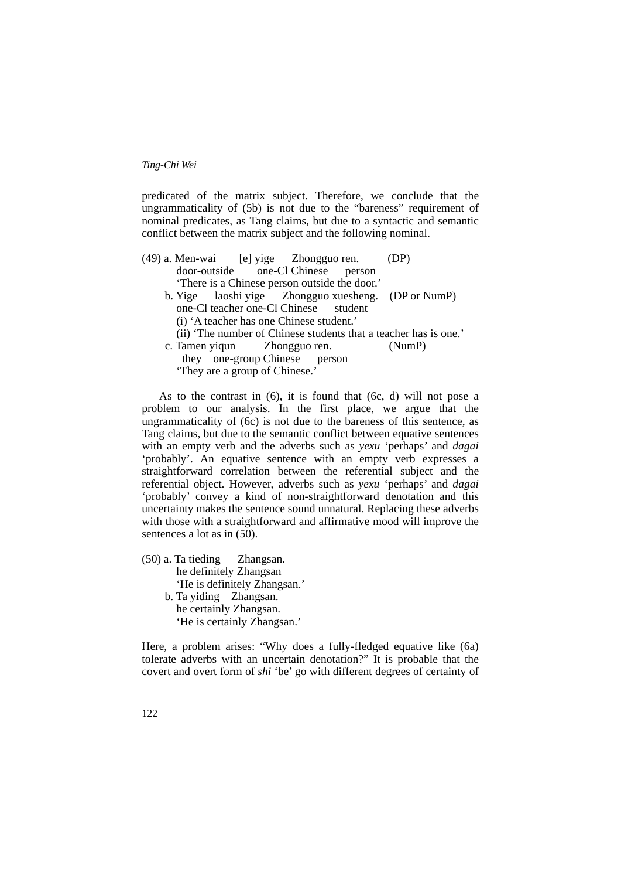predicated of the matrix subject. Therefore, we conclude that the ungrammaticality of (5b) is not due to the "bareness" requirement of nominal predicates, as Tang claims, but due to a syntactic and semantic conflict between the matrix subject and the following nominal.

(49) a. Men-wai [e] yige Zhongguo ren. (DP)
door-outside one-Cl Chinese person
'There is a Chinese person outside the door.'
b. Yige laoshi yige Zhongguo xuesheng. (DP or NumP)
one-Cl teacher one-Cl Chinese student
(i) 'A teacher has one Chinese student.'
(ii) 'The number of Chinese students that a teacher has is one.'
c. Tamen yiqun Zhongguo ren. (NumP)
they one-group Chinese person
'They are a group of Chinese.'

As to the contrast in (6), it is found that (6c, d) will not pose a problem to our analysis. In the first place, we argue that the ungrammaticality of (6c) is not due to the bareness of this sentence, as Tang claims, but due to the semantic conflict between equative sentences with an empty verb and the adverbs such as *yexu* 'perhaps' and *dagai* 'probably'. An equative sentence with an empty verb expresses a straightforward correlation between the referential subject and the referential object. However, adverbs such as *yexu* 'perhaps' and *dagai* 'probably' convey a kind of non-straightforward denotation and this uncertainty makes the sentence sound unnatural. Replacing these adverbs with those with a straightforward and affirmative mood will improve the sentences a lot as in (50).

(50) a. Ta tieding Zhangsan.
he definitely Zhangsan
'He is definitely Zhangsan.'
b. Ta yiding Zhangsan.
he certainly Zhangsan.
'He is certainly Zhangsan.'

Here, a problem arises: "Why does a fully-fledged equative like (6a) tolerate adverbs with an uncertain denotation?" It is probable that the covert and overt form of *shi* 'be' go with different degrees of certainty of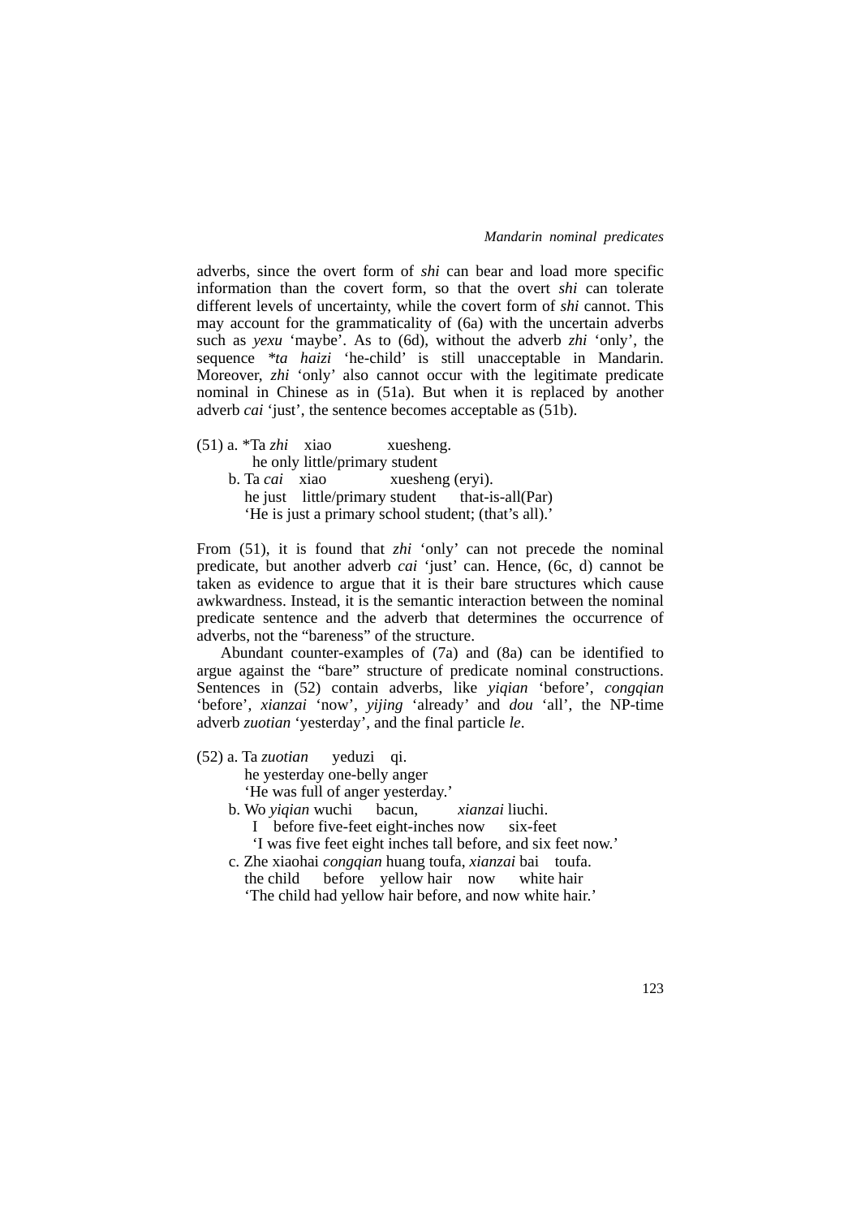adverbs, since the overt form of *shi* can bear and load more specific information than the covert form, so that the overt *shi* can tolerate different levels of uncertainty, while the covert form of *shi* cannot. This may account for the grammaticality of (6a) with the uncertain adverbs such as *yexu* 'maybe'. As to (6d), without the adverb *zhi* 'only', the sequence **ta haizi* 'he-child' is still unacceptable in Mandarin. Moreover, *zhi* 'only' also cannot occur with the legitimate predicate nominal in Chinese as in (51a). But when it is replaced by another adverb *cai* 'just', the sentence becomes acceptable as (51b).

(51) a. *Ta *zhi* xiao xuesheng.
 he only little/primary student
 b. Ta *cai* xiao xuesheng (eryi).
 he just little/primary student that-is-all(Par)
 'He is just a primary school student; (that's all).'

From (51), it is found that *zhi* 'only' can not precede the nominal predicate, but another adverb *cai* 'just' can. Hence, (6c, d) cannot be taken as evidence to argue that it is their bare structures which cause awkwardness. Instead, it is the semantic interaction between the nominal predicate sentence and the adverb that determines the occurrence of adverbs, not the "bareness" of the structure.

Abundant counter-examples of (7a) and (8a) can be identified to argue against the "bare" structure of predicate nominal constructions. Sentences in (52) contain adverbs, like *yiqian* 'before', *congqian* 'before', *xianzai* 'now', *yijing* 'already' and *dou* 'all', the NP-time adverb *zuotian* 'yesterday', and the final particle *le*.

(52) a. Ta *zuotian* yeduzi qi.
 he yesterday one-belly anger
 'He was full of anger yesterday.'
 b. Wo *yiqian* wuchi bacun, *xianzai* liuchi.
 I before five-feet eight-inches now six-feet
 'I was five feet eight inches tall before, and six feet now.'
 c. Zhe xiaohai *congqian* huang toufa, *xianzai* bai toufa.
 the child before yellow hair now white hair
 'The child had yellow hair before, and now white hair.'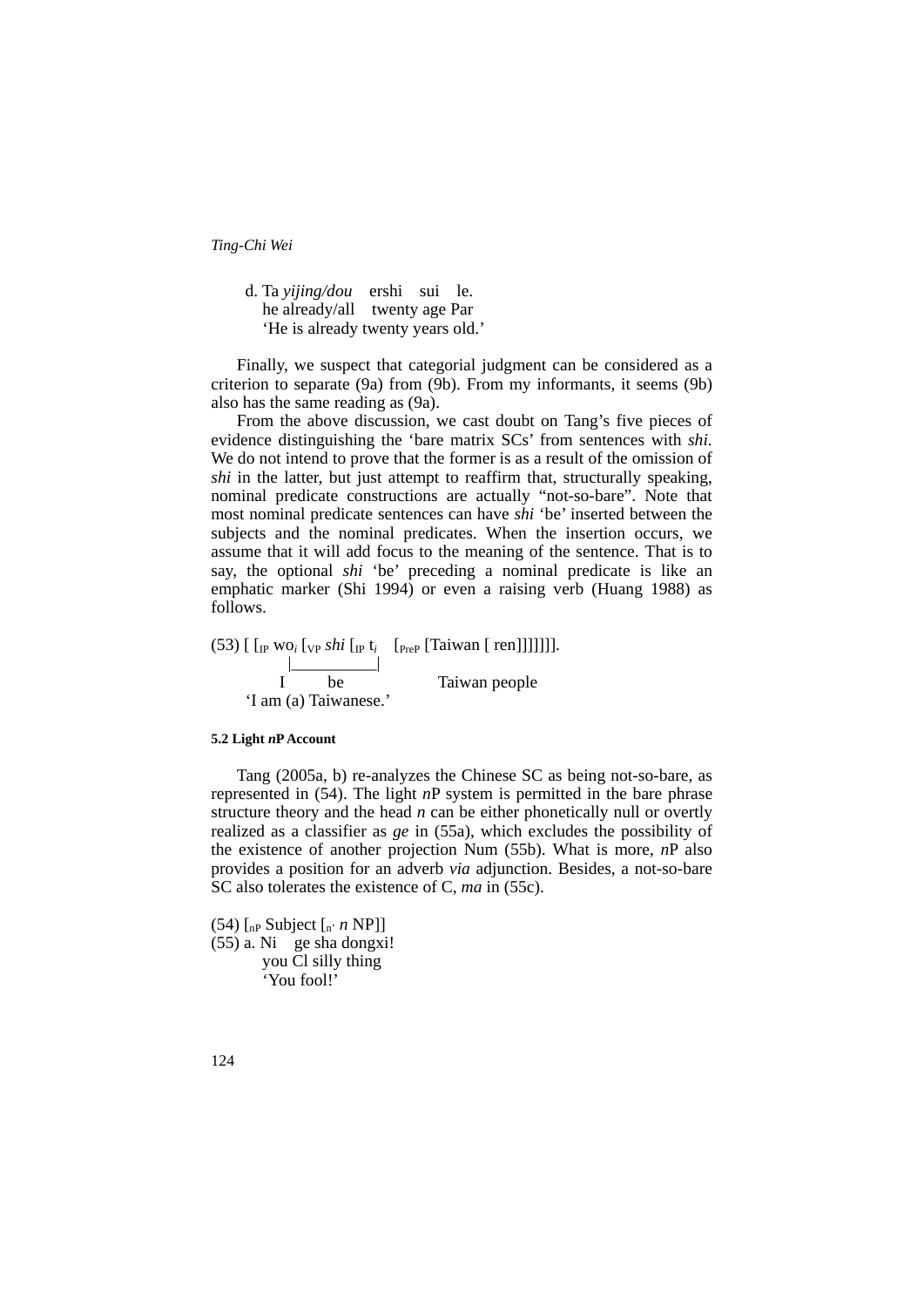d. Ta *yijing/dou* ershi sui le.
   he already/all twenty age Par
   'He is already twenty years old.'

Finally, we suspect that categorial judgment can be considered as a criterion to separate (9a) from (9b). From my informants, it seems (9b) also has the same reading as (9a).

From the above discussion, we cast doubt on Tang's five pieces of evidence distinguishing the 'bare matrix SCs' from sentences with *shi*. We do not intend to prove that the former is as a result of the omission of *shi* in the latter, but just attempt to reaffirm that, structurally speaking, nominal predicate constructions are actually "not-so-bare". Note that most nominal predicate sentences can have *shi* 'be' inserted between the subjects and the nominal predicates. When the insertion occurs, we assume that it will add focus to the meaning of the sentence. That is to say, the optional *shi* 'be' preceding a nominal predicate is like an emphatic marker (Shi 1994) or even a raising verb (Huang 1988) as follows.

(53) [ [$_{IP}$ wo$_i$ [$_{VP}$ *shi* [$_{IP}$ t$_i$ [$_{PreP}$ [Taiwan [ ren]]]]]]].
        |__________|
      I        be              Taiwan people
   'I am (a) Taiwanese.'

#### 5.2 Light *n*P Account

Tang (2005a, b) re-analyzes the Chinese SC as being not-so-bare, as represented in (54). The light *n*P system is permitted in the bare phrase structure theory and the head *n* can be either phonetically null or overtly realized as a classifier as *ge* in (55a), which excludes the possibility of the existence of another projection Num (55b). What is more, *n*P also provides a position for an adverb *via* adjunction. Besides, a not-so-bare SC also tolerates the existence of C, *ma* in (55c).

(54) [$_{nP}$ Subject [$_{n'}$ *n* NP]]

(55) a. Ni ge sha dongxi!
   you Cl silly thing
   'You fool!'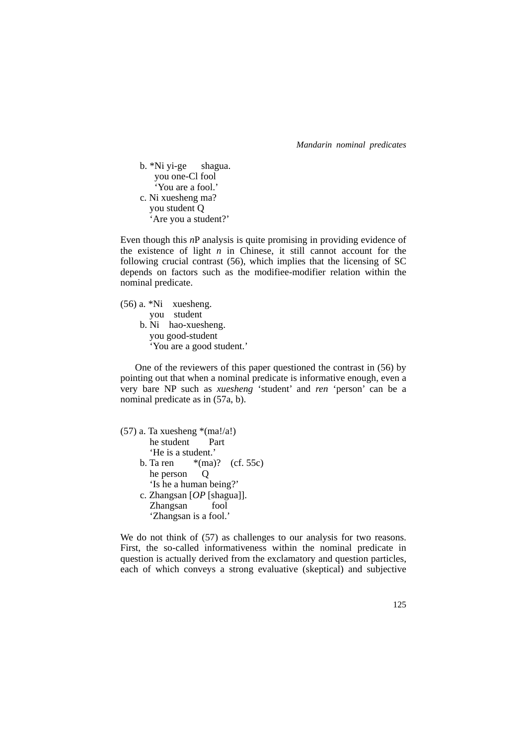b. *Ni yi-ge shagua.
   you one-Cl fool
   'You are a fool.'

c. Ni xuesheng ma?
   you student Q
   'Are you a student?'

Even though this *n*P analysis is quite promising in providing evidence of the existence of light *n* in Chinese, it still cannot account for the following crucial contrast (56), which implies that the licensing of SC depends on factors such as the modifiee-modifier relation within the nominal predicate.

(56) a. *Ni xuesheng.
   you student

b. Ni hao-xuesheng.
   you good-student
   'You are a good student.'

One of the reviewers of this paper questioned the contrast in (56) by pointing out that when a nominal predicate is informative enough, even a very bare NP such as *xuesheng* 'student' and *ren* 'person' can be a nominal predicate as in (57a, b).

(57) a. Ta xuesheng *(ma!/a!)
   he student Part
   'He is a student.'

b. Ta ren *(ma)? (cf. 55c)
   he person Q
   'Is he a human being?'

c. Zhangsan [*OP* [shagua]].
   Zhangsan fool
   'Zhangsan is a fool.'

We do not think of (57) as challenges to our analysis for two reasons. First, the so-called informativeness within the nominal predicate in question is actually derived from the exclamatory and question particles, each of which conveys a strong evaluative (skeptical) and subjective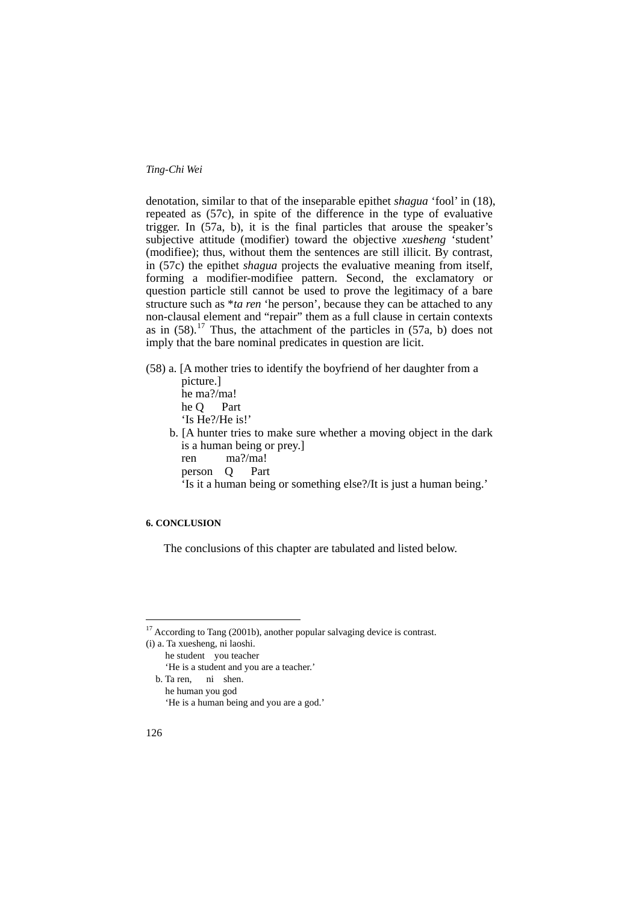denotation, similar to that of the inseparable epithet *shagua* 'fool' in (18), repeated as (57c), in spite of the difference in the type of evaluative trigger. In (57a, b), it is the final particles that arouse the speaker's subjective attitude (modifier) toward the objective *xuesheng* 'student' (modifiee); thus, without them the sentences are still illicit. By contrast, in (57c) the epithet *shagua* projects the evaluative meaning from itself, forming a modifier-modifiee pattern. Second, the exclamatory or question particle still cannot be used to prove the legitimacy of a bare structure such as **ta ren* 'he person', because they can be attached to any non-clausal element and "repair" them as a full clause in certain contexts as in (58).[17] Thus, the attachment of the particles in (57a, b) does not imply that the bare nominal predicates in question are licit.

(58) a. [A mother tries to identify the boyfriend of her daughter from a picture.]
he ma?/ma!
he Q Part
'Is He?/He is!'

b. [A hunter tries to make sure whether a moving object in the dark is a human being or prey.]
ren ma?/ma!
person Q Part
'Is it a human being or something else?/It is just a human being.'

#### 6. CONCLUSION

The conclusions of this chapter are tabulated and listed below.

---

[17] According to Tang (2001b), another popular salvaging device is contrast.

(i) a. Ta xuesheng, ni laoshi.
he student you teacher
'He is a student and you are a teacher.'

b. Ta ren, ni shen.
he human you god
'He is a human being and you are a god.'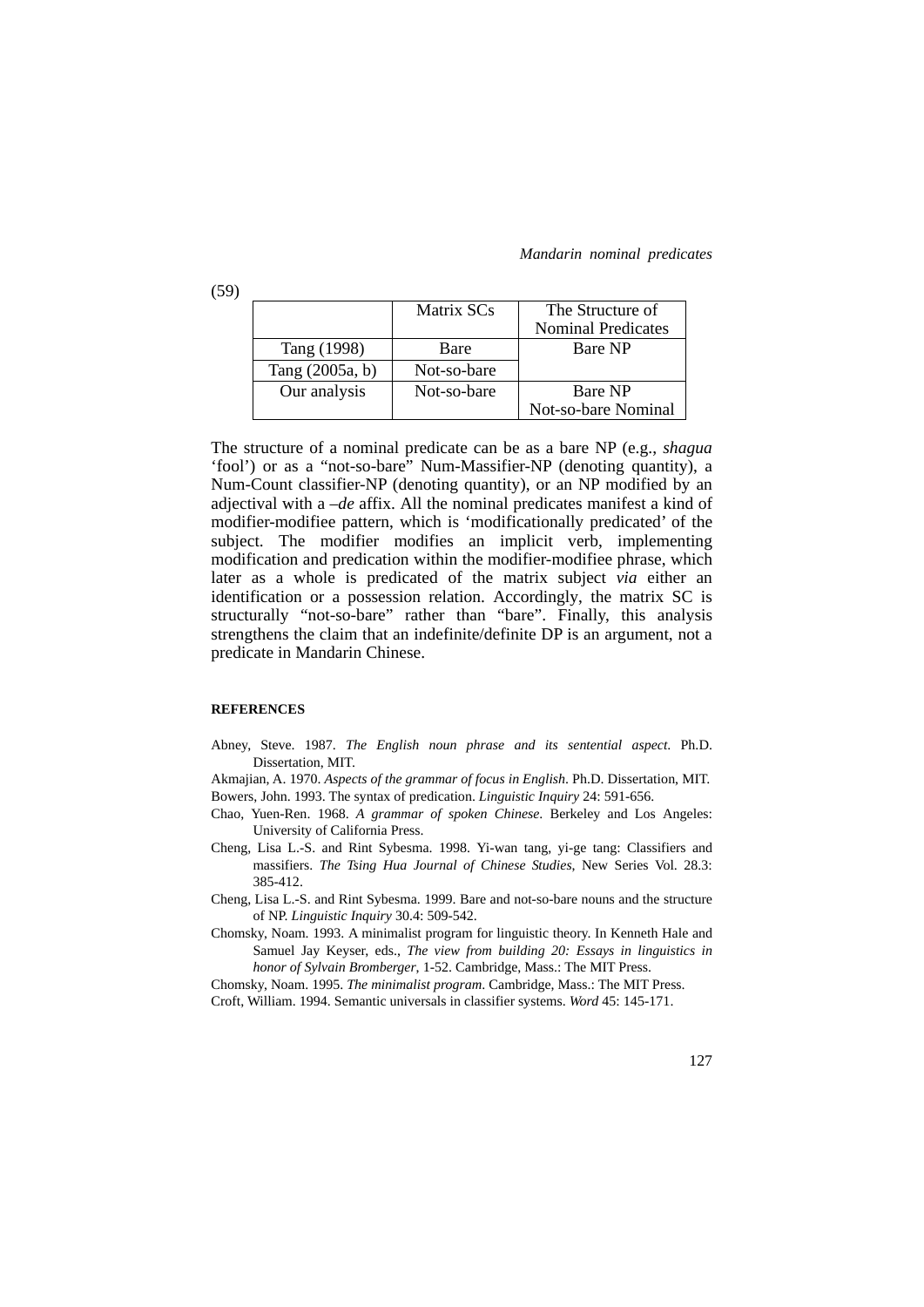(59)

| | Matrix SCs | The Structure of Nominal Predicates |
|---|---|---|
| Tang (1998) | Bare | Bare NP |
| Tang (2005a, b) | Not-so-bare | |
| Our analysis | Not-so-bare | Bare NP<br>Not-so-bare Nominal |

The structure of a nominal predicate can be as a bare NP (e.g., *shagua* 'fool') or as a "not-so-bare" Num-Massifier-NP (denoting quantity), a Num-Count classifier-NP (denoting quantity), or an NP modified by an adjectival with a *–de* affix. All the nominal predicates manifest a kind of modifier-modifiee pattern, which is 'modificationally predicated' of the subject. The modifier modifies an implicit verb, implementing modification and predication within the modifier-modifiee phrase, which later as a whole is predicated of the matrix subject *via* either an identification or a possession relation. Accordingly, the matrix SC is structurally "not-so-bare" rather than "bare". Finally, this analysis strengthens the claim that an indefinite/definite DP is an argument, not a predicate in Mandarin Chinese.

**REFERENCES**

Abney, Steve. 1987. *The English noun phrase and its sentential aspect*. Ph.D. Dissertation, MIT.

Akmajian, A. 1970. *Aspects of the grammar of focus in English*. Ph.D. Dissertation, MIT.

Bowers, John. 1993. The syntax of predication. *Linguistic Inquiry* 24: 591-656.

Chao, Yuen-Ren. 1968. *A grammar of spoken Chinese*. Berkeley and Los Angeles: University of California Press.

Cheng, Lisa L.-S. and Rint Sybesma. 1998. Yi-wan tang, yi-ge tang: Classifiers and massifiers. *The Tsing Hua Journal of Chinese Studies*, New Series Vol. 28.3: 385-412.

Cheng, Lisa L.-S. and Rint Sybesma. 1999. Bare and not-so-bare nouns and the structure of NP. *Linguistic Inquiry* 30.4: 509-542.

Chomsky, Noam. 1993. A minimalist program for linguistic theory. In Kenneth Hale and Samuel Jay Keyser, eds., *The view from building 20: Essays in linguistics in honor of Sylvain Bromberger*, 1-52. Cambridge, Mass.: The MIT Press.

Chomsky, Noam. 1995. *The minimalist program*. Cambridge, Mass.: The MIT Press.

Croft, William. 1994. Semantic universals in classifier systems. *Word* 45: 145-171.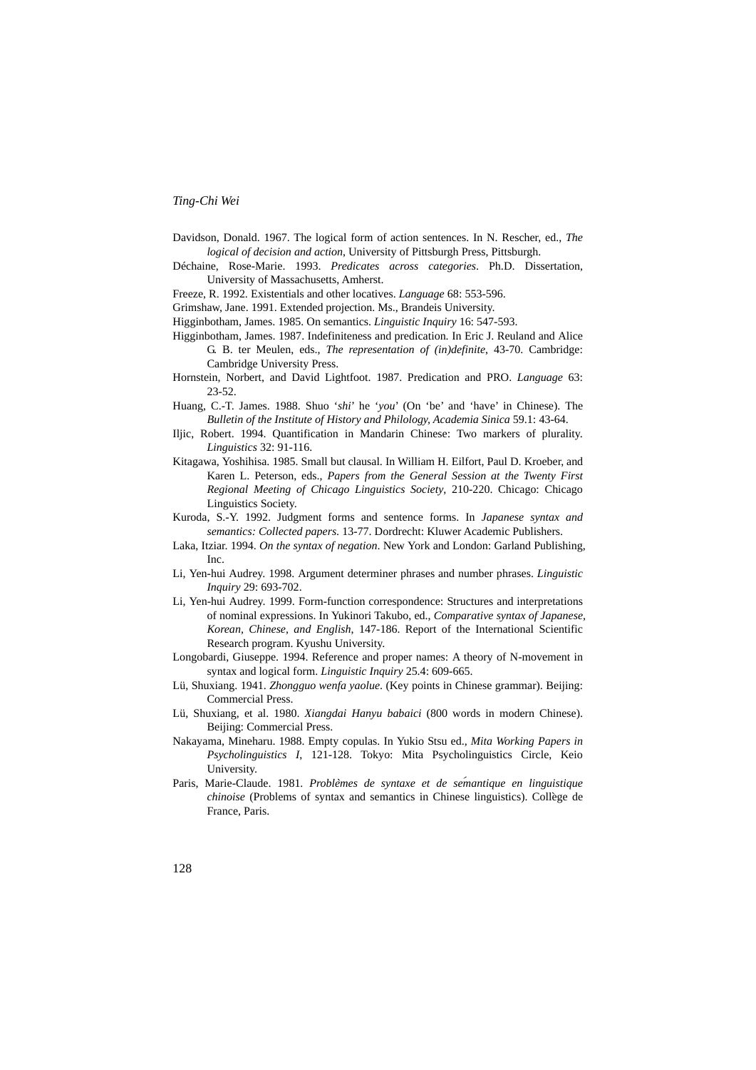Davidson, Donald. 1967. The logical form of action sentences. In N. Rescher, ed., *The logical of decision and action*, University of Pittsburgh Press, Pittsburgh.

Déchaine, Rose-Marie. 1993. *Predicates across categories*. Ph.D. Dissertation, University of Massachusetts, Amherst.

Freeze, R. 1992. Existentials and other locatives. *Language* 68: 553-596.

Grimshaw, Jane. 1991. Extended projection. Ms., Brandeis University.

Higginbotham, James. 1985. On semantics. *Linguistic Inquiry* 16: 547-593.

Higginbotham, James. 1987. Indefiniteness and predication. In Eric J. Reuland and Alice G. B. ter Meulen, eds., *The representation of (in)definite*, 43-70. Cambridge: Cambridge University Press.

Hornstein, Norbert, and David Lightfoot. 1987. Predication and PRO. *Language* 63: 23-52.

Huang, C.-T. James. 1988. Shuo '*shi*' he '*you*' (On 'be' and 'have' in Chinese). The *Bulletin of the Institute of History and Philology, Academia Sinica* 59.1: 43-64.

Iljic, Robert. 1994. Quantification in Mandarin Chinese: Two markers of plurality. *Linguistics* 32: 91-116.

Kitagawa, Yoshihisa. 1985. Small but clausal. In William H. Eilfort, Paul D. Kroeber, and Karen L. Peterson, eds., *Papers from the General Session at the Twenty First Regional Meeting of Chicago Linguistics Society*, 210-220. Chicago: Chicago Linguistics Society.

Kuroda, S.-Y. 1992. Judgment forms and sentence forms. In *Japanese syntax and semantics: Collected papers*. 13-77. Dordrecht: Kluwer Academic Publishers.

Laka, Itziar. 1994. *On the syntax of negation*. New York and London: Garland Publishing, Inc.

Li, Yen-hui Audrey. 1998. Argument determiner phrases and number phrases. *Linguistic Inquiry* 29: 693-702.

Li, Yen-hui Audrey. 1999. Form-function correspondence: Structures and interpretations of nominal expressions. In Yukinori Takubo, ed., *Comparative syntax of Japanese, Korean, Chinese, and English*, 147-186. Report of the International Scientific Research program. Kyushu University.

Longobardi, Giuseppe. 1994. Reference and proper names: A theory of N-movement in syntax and logical form. *Linguistic Inquiry* 25.4: 609-665.

Lü, Shuxiang. 1941. *Zhongguo wenfa yaolue*. (Key points in Chinese grammar). Beijing: Commercial Press.

Lü, Shuxiang, et al. 1980. *Xiangdai Hanyu babaici* (800 words in modern Chinese). Beijing: Commercial Press.

Nakayama, Mineharu. 1988. Empty copulas. In Yukio Stsu ed., *Mita Working Papers in Psycholinguistics I*, 121-128. Tokyo: Mita Psycholinguistics Circle, Keio University.

Paris, Marie-Claude. 1981. *Problèmes de syntaxe et de sémantique en linguistique chinoise* (Problems of syntax and semantics in Chinese linguistics). Collège de France, Paris.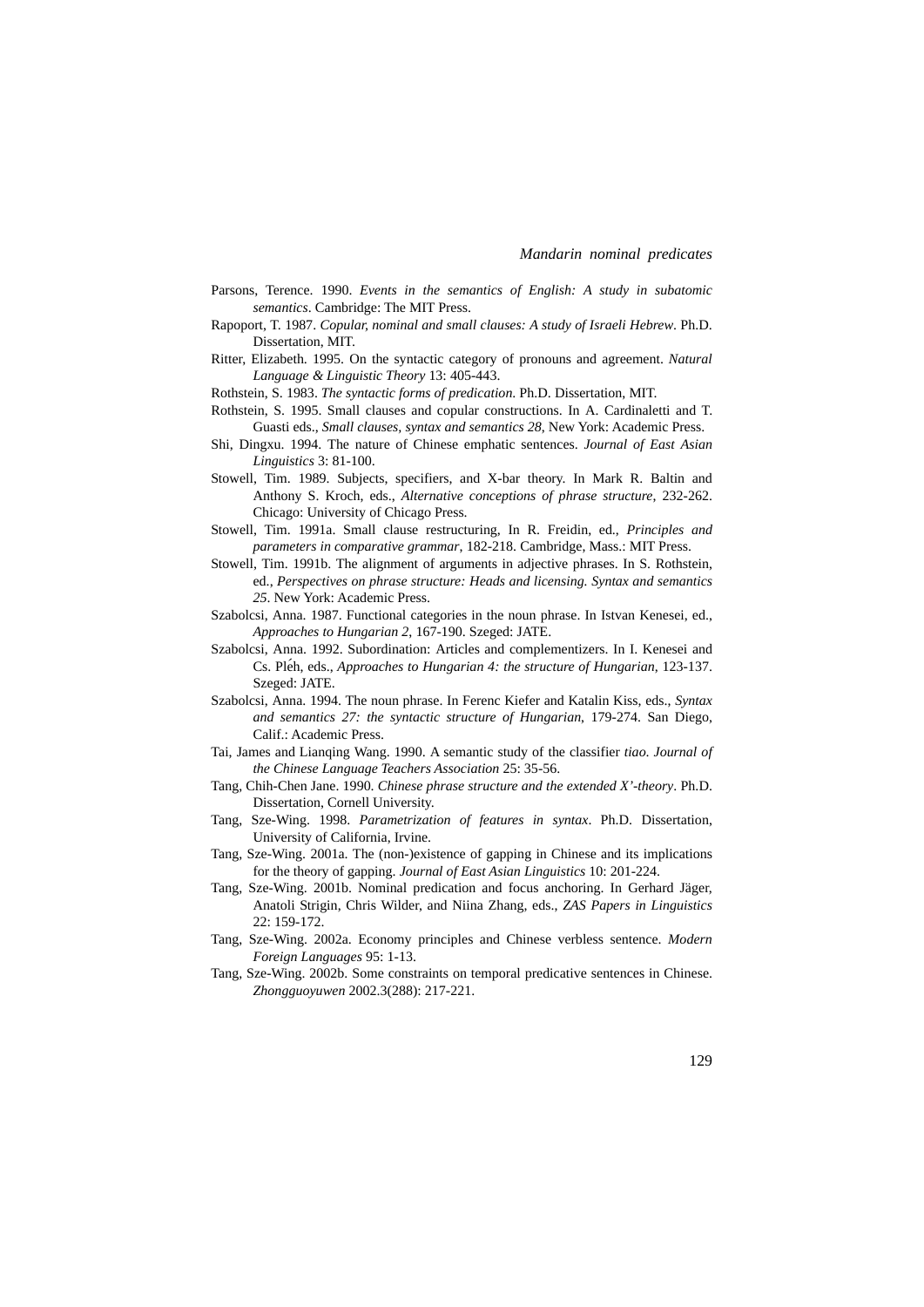Parsons, Terence. 1990. *Events in the semantics of English: A study in subatomic semantics*. Cambridge: The MIT Press.

Rapoport, T. 1987. *Copular, nominal and small clauses: A study of Israeli Hebrew*. Ph.D. Dissertation, MIT.

Ritter, Elizabeth. 1995. On the syntactic category of pronouns and agreement. *Natural Language & Linguistic Theory* 13: 405-443.

Rothstein, S. 1983. *The syntactic forms of predication*. Ph.D. Dissertation, MIT.

Rothstein, S. 1995. Small clauses and copular constructions. In A. Cardinaletti and T. Guasti eds., *Small clauses, syntax and semantics 28*, New York: Academic Press.

Shi, Dingxu. 1994. The nature of Chinese emphatic sentences. *Journal of East Asian Linguistics* 3: 81-100.

Stowell, Tim. 1989. Subjects, specifiers, and X-bar theory. In Mark R. Baltin and Anthony S. Kroch, eds., *Alternative conceptions of phrase structure*, 232-262. Chicago: University of Chicago Press.

Stowell, Tim. 1991a. Small clause restructuring, In R. Freidin, ed., *Principles and parameters in comparative grammar*, 182-218. Cambridge, Mass.: MIT Press.

Stowell, Tim. 1991b. The alignment of arguments in adjective phrases. In S. Rothstein, ed., *Perspectives on phrase structure: Heads and licensing. Syntax and semantics 25*. New York: Academic Press.

Szabolcsi, Anna. 1987. Functional categories in the noun phrase. In Istvan Kenesei, ed., *Approaches to Hungarian 2*, 167-190. Szeged: JATE.

Szabolcsi, Anna. 1992. Subordination: Articles and complementizers. In I. Kenesei and Cs. Pléh, eds., *Approaches to Hungarian 4: the structure of Hungarian*, 123-137. Szeged: JATE.

Szabolcsi, Anna. 1994. The noun phrase. In Ferenc Kiefer and Katalin Kiss, eds., *Syntax and semantics 27: the syntactic structure of Hungarian*, 179-274. San Diego, Calif.: Academic Press.

Tai, James and Lianqing Wang. 1990. A semantic study of the classifier *tiao*. *Journal of the Chinese Language Teachers Association* 25: 35-56.

Tang, Chih-Chen Jane. 1990. *Chinese phrase structure and the extended X'-theory*. Ph.D. Dissertation, Cornell University.

Tang, Sze-Wing. 1998. *Parametrization of features in syntax*. Ph.D. Dissertation, University of California, Irvine.

Tang, Sze-Wing. 2001a. The (non-)existence of gapping in Chinese and its implications for the theory of gapping. *Journal of East Asian Linguistics* 10: 201-224.

Tang, Sze-Wing. 2001b. Nominal predication and focus anchoring. In Gerhard Jäger, Anatoli Strigin, Chris Wilder, and Niina Zhang, eds., *ZAS Papers in Linguistics* 22: 159-172.

Tang, Sze-Wing. 2002a. Economy principles and Chinese verbless sentence. *Modern Foreign Languages* 95: 1-13.

Tang, Sze-Wing. 2002b. Some constraints on temporal predicative sentences in Chinese. *Zhongguoyuwen* 2002.3(288): 217-221.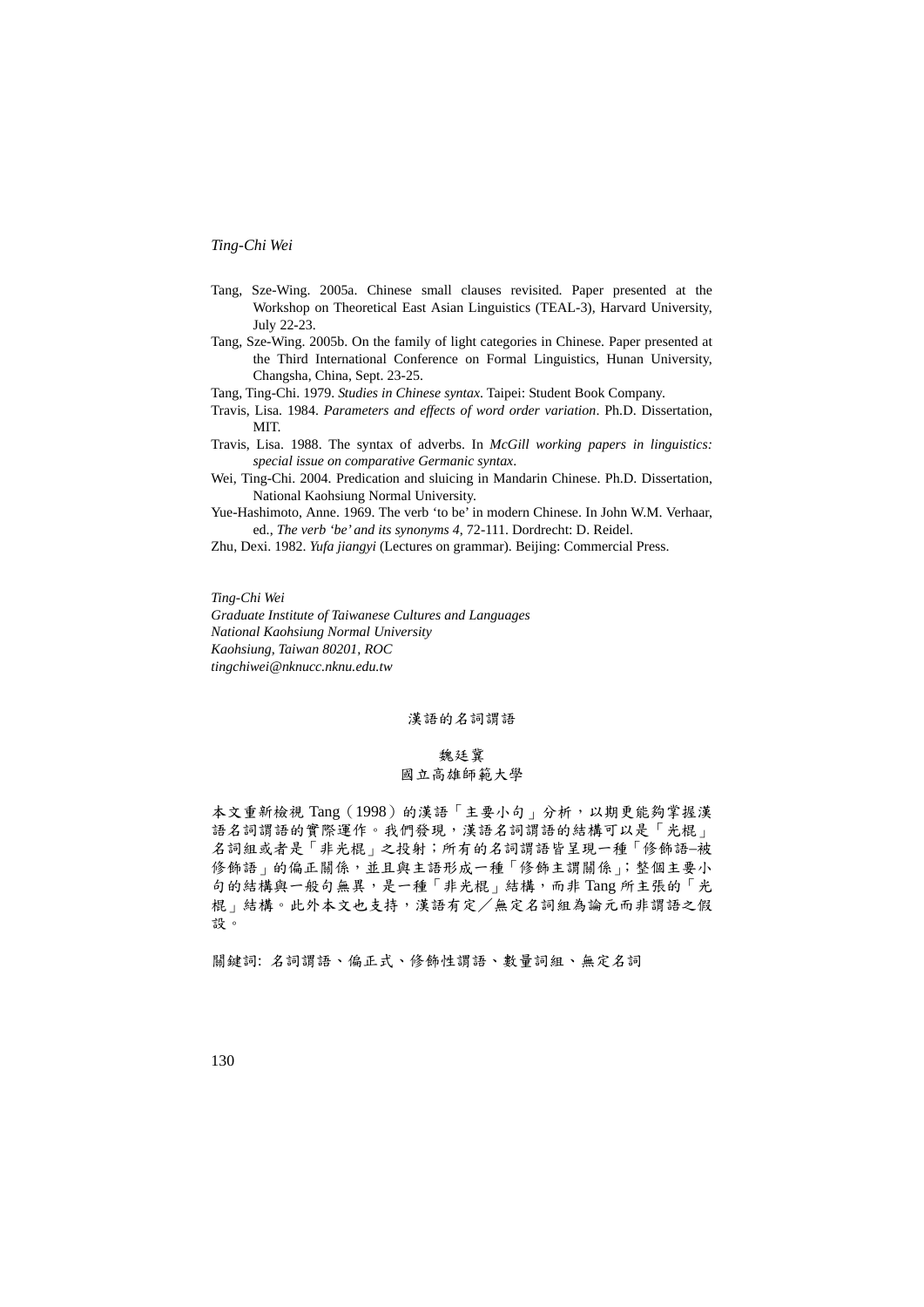Tang, Sze-Wing. 2005a. Chinese small clauses revisited. Paper presented at the Workshop on Theoretical East Asian Linguistics (TEAL-3), Harvard University, July 22-23.

Tang, Sze-Wing. 2005b. On the family of light categories in Chinese. Paper presented at the Third International Conference on Formal Linguistics, Hunan University, Changsha, China, Sept. 23-25.

Tang, Ting-Chi. 1979. *Studies in Chinese syntax*. Taipei: Student Book Company.

Travis, Lisa. 1984. *Parameters and effects of word order variation*. Ph.D. Dissertation, MIT.

Travis, Lisa. 1988. The syntax of adverbs. In *McGill working papers in linguistics: special issue on comparative Germanic syntax*.

Wei, Ting-Chi. 2004. Predication and sluicing in Mandarin Chinese. Ph.D. Dissertation, National Kaohsiung Normal University.

Yue-Hashimoto, Anne. 1969. The verb 'to be' in modern Chinese. In John W.M. Verhaar, ed., *The verb 'be' and its synonyms 4*, 72-111. Dordrecht: D. Reidel.

Zhu, Dexi. 1982. *Yufa jiangyi* (Lectures on grammar). Beijing: Commercial Press.

*Ting-Chi Wei*
*Graduate Institute of Taiwanese Cultures and Languages*
*National Kaohsiung Normal University*
*Kaohsiung, Taiwan 80201, ROC*
*tingchiwei@nknucc.nknu.edu.tw*

## 漢語的名詞謂語

魏廷冀
國立高雄師範大學

本文重新檢視 Tang（1998）的漢語「主要小句」分析，以期更能夠掌握漢語名詞謂語的實際運作。我們發現，漢語名詞謂語的結構可以是「光棍」名詞組或者是「非光棍」之投射；所有的名詞謂語皆呈現一種「修飾語–被修飾語」的偏正關係，並且與主語形成一種「修飾主謂關係」；整個主要小句的結構與一般句無異，是一種「非光棍」結構，而非 Tang 所主張的「光棍」結構。此外本文也支持，漢語有定／無定名詞組為論元而非謂語之假設。

關鍵詞: 名詞謂語、偏正式、修飾性謂語、數量詞組、無定名詞